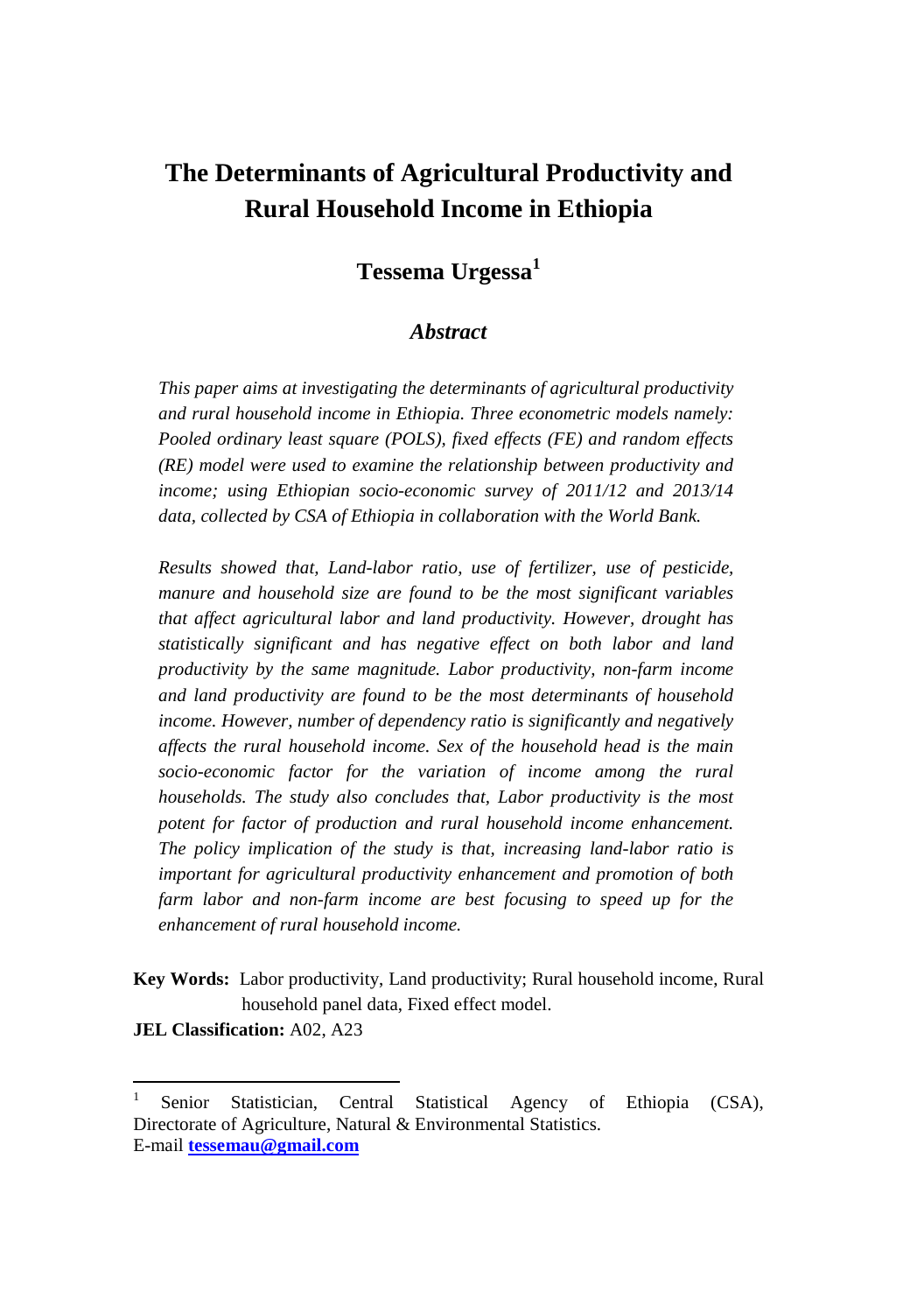# The Determinants of Agricultural Productivity and Rural Household Income in Ethiopia

## Tessema Urgessa[1]

### *Abstract*

*This paper aims at investigating the determinants of agricultural productivity and rural household income in Ethiopia. Three econometric models namely: Pooled ordinary least square (POLS), fixed effects (FE) and random effects (RE) model were used to examine the relationship between productivity and income; using Ethiopian socio-economic survey of 2011/12 and 2013/14 data, collected by CSA of Ethiopia in collaboration with the World Bank.*

*Results showed that, Land-labor ratio, use of fertilizer, use of pesticide, manure and household size are found to be the most significant variables that affect agricultural labor and land productivity. However, drought has statistically significant and has negative effect on both labor and land productivity by the same magnitude. Labor productivity, non-farm income and land productivity are found to be the most determinants of household income. However, number of dependency ratio is significantly and negatively affects the rural household income. Sex of the household head is the main socio-economic factor for the variation of income among the rural households. The study also concludes that, Labor productivity is the most potent for factor of production and rural household income enhancement. The policy implication of the study is that, increasing land-labor ratio is important for agricultural productivity enhancement and promotion of both farm labor and non-farm income are best focusing to speed up for the enhancement of rural household income.*

**Key Words:** Labor productivity, Land productivity; Rural household income, Rural household panel data, Fixed effect model.

**JEL Classification:** A02, A23

---

[1] Senior Statistician, Central Statistical Agency of Ethiopia (CSA), Directorate of Agriculture, Natural & Environmental Statistics.
E-mail **tessemau@gmail.com**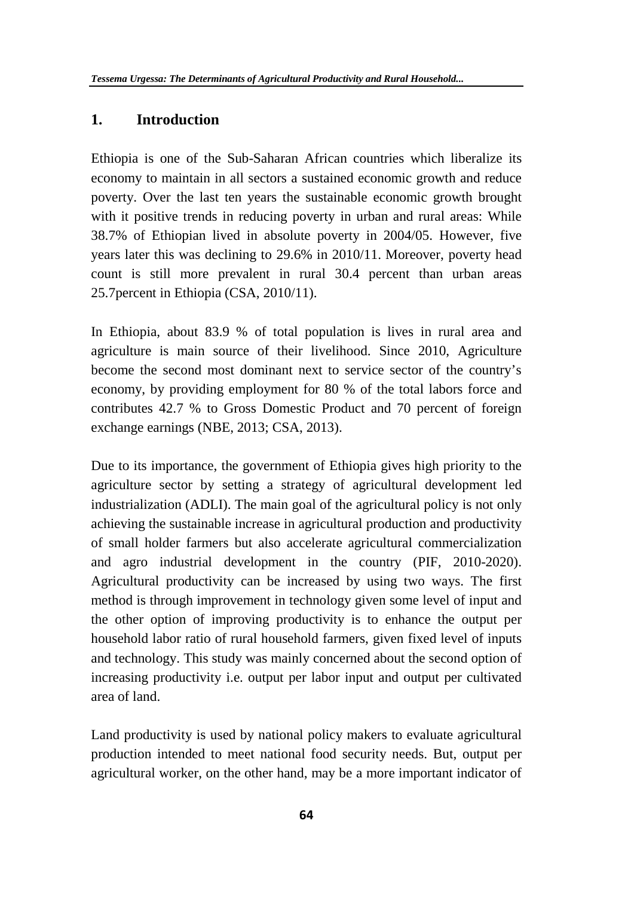## 1. Introduction

Ethiopia is one of the Sub-Saharan African countries which liberalize its economy to maintain in all sectors a sustained economic growth and reduce poverty. Over the last ten years the sustainable economic growth brought with it positive trends in reducing poverty in urban and rural areas: While 38.7% of Ethiopian lived in absolute poverty in 2004/05. However, five years later this was declining to 29.6% in 2010/11. Moreover, poverty head count is still more prevalent in rural 30.4 percent than urban areas 25.7percent in Ethiopia (CSA, 2010/11).

In Ethiopia, about 83.9 % of total population is lives in rural area and agriculture is main source of their livelihood. Since 2010, Agriculture become the second most dominant next to service sector of the country's economy, by providing employment for 80 % of the total labors force and contributes 42.7 % to Gross Domestic Product and 70 percent of foreign exchange earnings (NBE, 2013; CSA, 2013).

Due to its importance, the government of Ethiopia gives high priority to the agriculture sector by setting a strategy of agricultural development led industrialization (ADLI). The main goal of the agricultural policy is not only achieving the sustainable increase in agricultural production and productivity of small holder farmers but also accelerate agricultural commercialization and agro industrial development in the country (PIF, 2010-2020). Agricultural productivity can be increased by using two ways. The first method is through improvement in technology given some level of input and the other option of improving productivity is to enhance the output per household labor ratio of rural household farmers, given fixed level of inputs and technology. This study was mainly concerned about the second option of increasing productivity i.e. output per labor input and output per cultivated area of land.

Land productivity is used by national policy makers to evaluate agricultural production intended to meet national food security needs. But, output per agricultural worker, on the other hand, may be a more important indicator of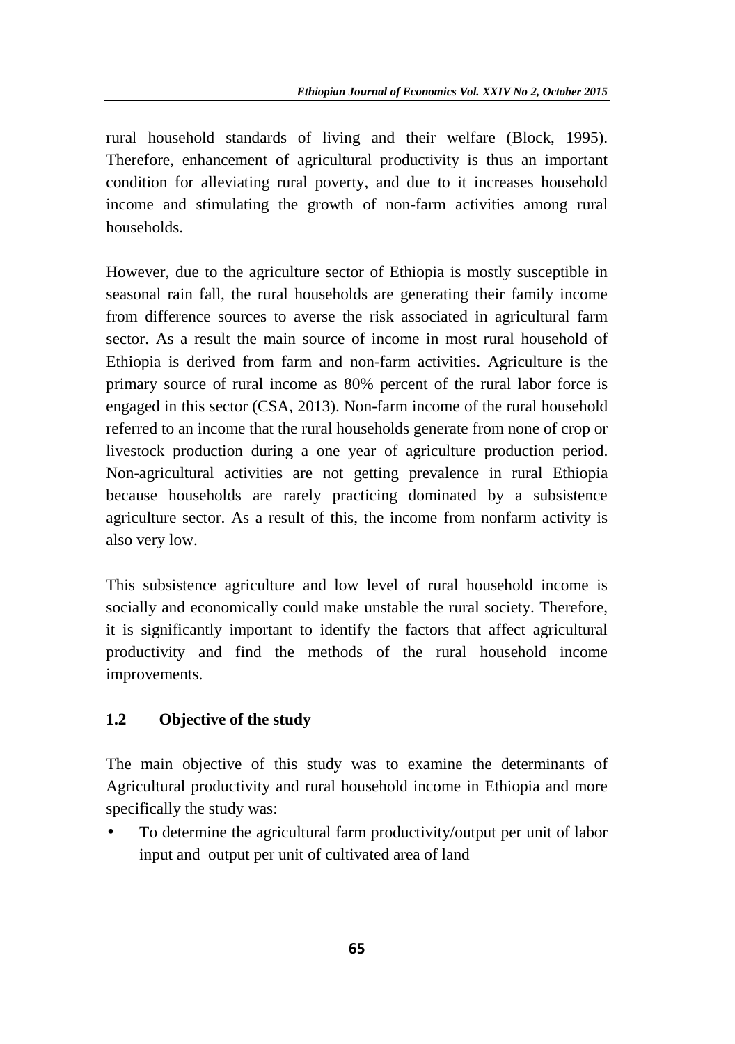rural household standards of living and their welfare (Block, 1995). Therefore, enhancement of agricultural productivity is thus an important condition for alleviating rural poverty, and due to it increases household income and stimulating the growth of non-farm activities among rural households.

However, due to the agriculture sector of Ethiopia is mostly susceptible in seasonal rain fall, the rural households are generating their family income from difference sources to averse the risk associated in agricultural farm sector. As a result the main source of income in most rural household of Ethiopia is derived from farm and non-farm activities. Agriculture is the primary source of rural income as 80% percent of the rural labor force is engaged in this sector (CSA, 2013). Non-farm income of the rural household referred to an income that the rural households generate from none of crop or livestock production during a one year of agriculture production period. Non-agricultural activities are not getting prevalence in rural Ethiopia because households are rarely practicing dominated by a subsistence agriculture sector. As a result of this, the income from nonfarm activity is also very low.

This subsistence agriculture and low level of rural household income is socially and economically could make unstable the rural society. Therefore, it is significantly important to identify the factors that affect agricultural productivity and find the methods of the rural household income improvements.

## 1.2 Objective of the study

The main objective of this study was to examine the determinants of Agricultural productivity and rural household income in Ethiopia and more specifically the study was:

- To determine the agricultural farm productivity/output per unit of labor input and output per unit of cultivated area of land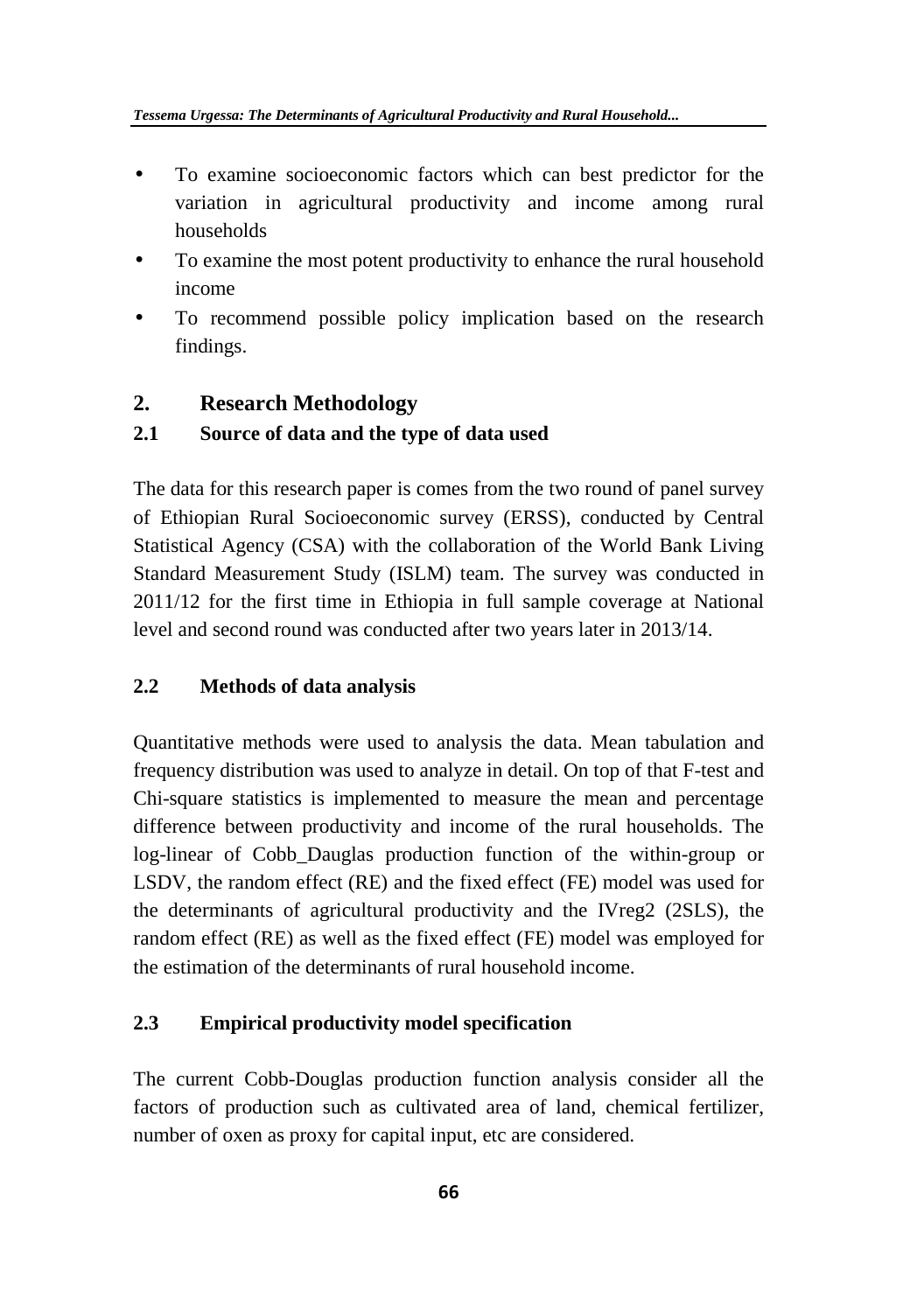- To examine socioeconomic factors which can best predictor for the variation in agricultural productivity and income among rural households
- To examine the most potent productivity to enhance the rural household income
- To recommend possible policy implication based on the research findings.

## 2. Research Methodology

### 2.1 Source of data and the type of data used

The data for this research paper is comes from the two round of panel survey of Ethiopian Rural Socioeconomic survey (ERSS), conducted by Central Statistical Agency (CSA) with the collaboration of the World Bank Living Standard Measurement Study (ISLM) team. The survey was conducted in 2011/12 for the first time in Ethiopia in full sample coverage at National level and second round was conducted after two years later in 2013/14.

### 2.2 Methods of data analysis

Quantitative methods were used to analysis the data. Mean tabulation and frequency distribution was used to analyze in detail. On top of that F-test and Chi-square statistics is implemented to measure the mean and percentage difference between productivity and income of the rural households. The log-linear of Cobb_Dauglas production function of the within-group or LSDV, the random effect (RE) and the fixed effect (FE) model was used for the determinants of agricultural productivity and the IVreg2 (2SLS), the random effect (RE) as well as the fixed effect (FE) model was employed for the estimation of the determinants of rural household income.

### 2.3 Empirical productivity model specification

The current Cobb-Douglas production function analysis consider all the factors of production such as cultivated area of land, chemical fertilizer, number of oxen as proxy for capital input, etc are considered.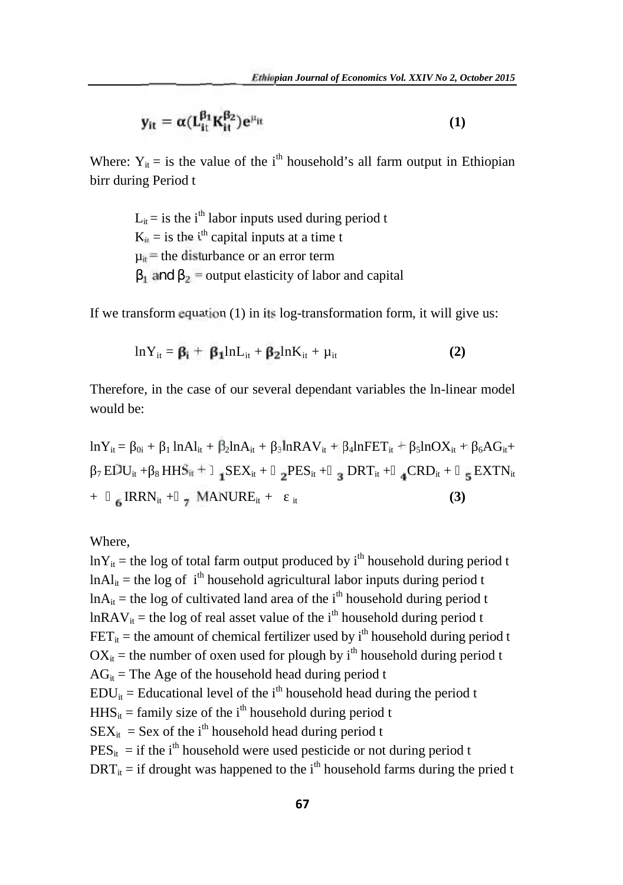$$y_{it} = \alpha(L_{it}^{\beta_1} K_{it}^{\beta_2})e^{\mu_{it}} \quad (1)$$

Where: $Y_{it}$ = is the value of the $i^{th}$ household's all farm output in Ethiopian birr during Period t

$L_{it}$ = is the $i^{th}$ labor inputs used during period t
$K_{it}$ = is the $i^{th}$ capital inputs at a time t
$\mu_{it}$ = the disturbance or an error term
$\beta_1$ and $\beta_2$ = output elasticity of labor and capital

If we transform equation (1) in its log-transformation form, it will give us:

$$\ln Y_{it} = \beta_i + \beta_1 \ln L_{it} + \beta_2 \ln K_{it} + \mu_{it} \quad (2)$$

Therefore, in the case of our several dependant variables the ln-linear model would be:

$$\ln Y_{it} = \beta_{0i} + \beta_1 \ln Al_{it} + \beta_2 \ln A_{it} + \beta_3 \ln RAV_{it} + \beta_4 \ln FET_{it} + \beta_5 \ln OX_{it} + \beta_6 AG_{it} + \beta_7 EDU_{it} + \beta_8 HHS_{it} + \delta_1 SEX_{it} + \delta_2 PES_{it} + \delta_3 DRT_{it} + \delta_4 CRD_{it} + \delta_5 EXTN_{it} + \delta_6 IRRN_{it} + \delta_7 MANURE_{it} + \varepsilon_{it} \quad (3)$$

Where,
$\ln Y_{it}$ = the log of total farm output produced by $i^{th}$ household during period t
$\ln Al_{it}$ = the log of $i^{th}$ household agricultural labor inputs during period t
$\ln A_{it}$ = the log of cultivated land area of the $i^{th}$ household during period t
$\ln RAV_{it}$ = the log of real asset value of the $i^{th}$ household during period t
$FET_{it}$ = the amount of chemical fertilizer used by $i^{th}$ household during period t
$OX_{it}$ = the number of oxen used for plough by $i^{th}$ household during period t
$AG_{it}$ = The Age of the household head during period t
$EDU_{it}$ = Educational level of the $i^{th}$ household head during the period t
$HHS_{it}$ = family size of the $i^{th}$ household during period t
$SEX_{it}$ = Sex of the $i^{th}$ household head during period t
$PES_{it}$ = if the $i^{th}$ household were used pesticide or not during period t
$DRT_{it}$ = if drought was happened to the $i^{th}$ household farms during the pried t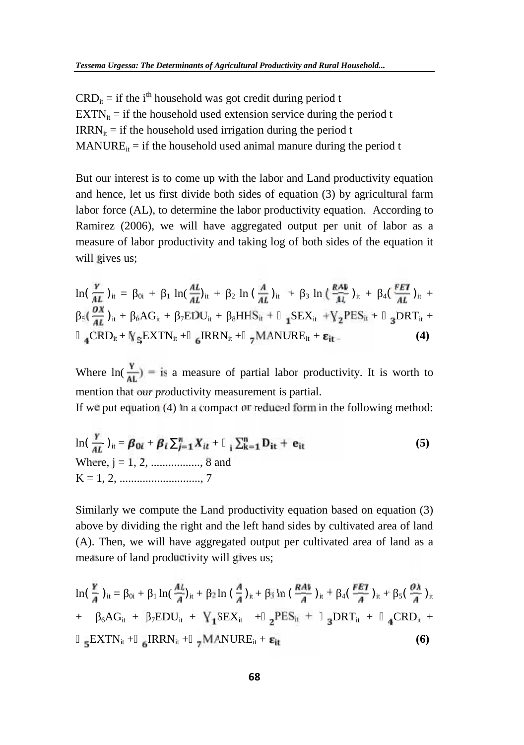$CRD_{it}$ = if the i[th] household was got credit during period t

$EXTN_{it}$ = if the household used extension service during the period t

$IRRN_{it}$ = if the household used irrigation during the period t

$MANURE_{it}$ = if the household used animal manure during the period t

But our interest is to come up with the labor and Land productivity equation and hence, let us first divide both sides of equation (3) by agricultural farm labor force (AL), to determine the labor productivity equation. According to Ramirez (2006), we will have aggregated output per unit of labor as a measure of labor productivity and taking log of both sides of the equation it will gives us;

$$\ln\left(\frac{Y}{AL}\right)_{it} = \beta_{0i} + \beta_1 \ln\left(\frac{AL}{AL}\right)_{it} + \beta_2 \ln\left(\frac{A}{AL}\right)_{it} + \beta_3 \ln\left(\frac{RAV}{AL}\right)_{it} + \beta_4\left(\frac{FET}{AL}\right)_{it} + \beta_5\left(\frac{OX}{AL}\right)_{it} + \beta_6 AG_{it} + \beta_7 EDU_{it} + \beta_8 HHS_{it} + \gamma_1 SEX_{it} + \gamma_2 PES_{it} + \gamma_3 DRT_{it} + \gamma_4 CRD_{it} + \gamma_5 EXTN_{it} + \gamma_6 IRRN_{it} + \gamma_7 MANURE_{it} + \varepsilon_{it} \quad (4)$$

Where $\ln\left(\frac{Y}{AL}\right) =$ is a measure of partial labor productivity. It is worth to mention that our productivity measurement is partial.

If we put equation (4) in a compact or reduced form in the following method:

$$\ln\left(\frac{Y}{AL}\right)_{it} = \beta_{0i} + \beta_i \sum_{j=1}^{n} X_{it} + \gamma_i \sum_{k=1}^{n} D_{it} + e_{it} \quad (5)$$

Where, j = 1, 2, ................., 8 and

K = 1, 2, ............................, 7

Similarly we compute the Land productivity equation based on equation (3) above by dividing the right and the left hand sides by cultivated area of land (A). Then, we will have aggregated output per cultivated area of land as a measure of land productivity will gives us;

$$\ln\left(\frac{Y}{A}\right)_{it} = \beta_{0i} + \beta_1 \ln\left(\frac{AL}{A}\right)_{it} + \beta_2 \ln\left(\frac{A}{A}\right)_{it} + \beta_3 \ln\left(\frac{RAV}{A}\right)_{it} + \beta_4\left(\frac{FET}{A}\right)_{it} + \beta_5\left(\frac{OX}{A}\right)_{it} + \beta_6 AG_{it} + \beta_7 EDU_{it} + \gamma_1 SEX_{it} + \gamma_2 PES_{it} + \gamma_3 DRT_{it} + \gamma_4 CRD_{it} + \gamma_5 EXTN_{it} + \gamma_6 IRRN_{it} + \gamma_7 MANURE_{it} + \varepsilon_{it} \quad (6)$$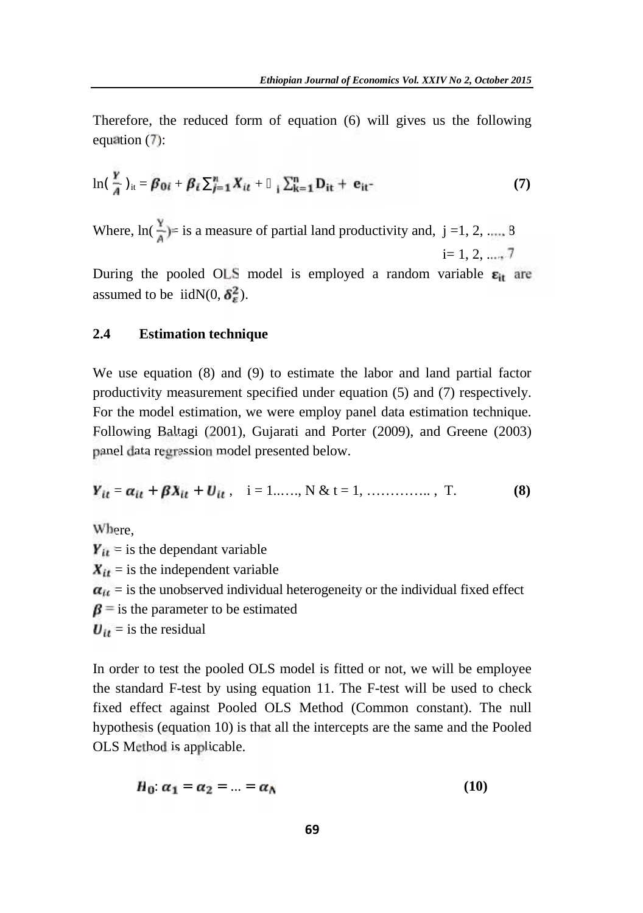Therefore, the reduced form of equation (6) will gives us the following equation (7):

$$\ln\left(\frac{Y}{A}\right)_{it} = \beta_{0i} + \beta_i \sum_{j=1}^{n} X_{it} + \gamma_i \sum_{k=1}^{n} D_{it} + e_{it} \quad \textbf{(7)}$$

Where, $\ln\left(\frac{Y}{A}\right)$ = is a measure of partial land productivity and, j =1, 2, ..... 8

i= 1, 2, ...., 7

During the pooled OLS model is employed a random variable $\varepsilon_{it}$ are assumed to be iidN(0, $\delta_{\varepsilon}^{2}$).

## 2.4 Estimation technique

We use equation (8) and (9) to estimate the labor and land partial factor productivity measurement specified under equation (5) and (7) respectively. For the model estimation, we were employ panel data estimation technique. Following Baltagi (2001), Gujarati and Porter (2009), and Greene (2003) panel data regression model presented below.

$$Y_{it} = \alpha_{it} + \beta X_{it} + U_{it}, \quad i = 1......, N \ \& \ t = 1, \ldots\ldots\ldots\ldots.., T. \quad \textbf{(8)}$$

Where,

$Y_{it}$ = is the dependant variable

$X_{it}$ = is the independent variable

$\alpha_{it}$ = is the unobserved individual heterogeneity or the individual fixed effect

$\beta$ = is the parameter to be estimated

$U_{it}$ = is the residual

In order to test the pooled OLS model is fitted or not, we will be employee the standard F-test by using equation 11. The F-test will be used to check fixed effect against Pooled OLS Method (Common constant). The null hypothesis (equation 10) is that all the intercepts are the same and the Pooled OLS Method is applicable.

$$H_0: \alpha_1 = \alpha_2 = \ldots = \alpha_N \quad \textbf{(10)}$$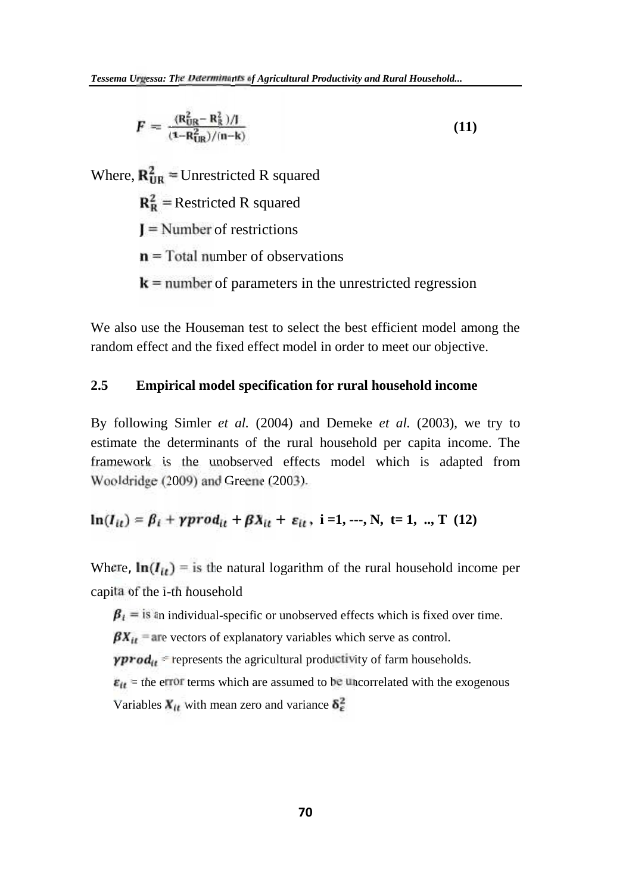$$F = \frac{(R_{UR}^2 - R_R^2)/J}{(1-R_{UR}^2)/(n-k)} \qquad (11)$$

Where, $R_{UR}^2$ = Unrestricted R squared

$R_R^2$ = Restricted R squared

$J$ = Number of restrictions

$n$ = Total number of observations

$k$ = number of parameters in the unrestricted regression

We also use the Houseman test to select the best efficient model among the random effect and the fixed effect model in order to meet our objective.

## 2.5 Empirical model specification for rural household income

By following Simler *et al.* (2004) and Demeke *et al.* (2003), we try to estimate the determinants of the rural household per capita income. The framework is the unobserved effects model which is adapted from Wooldridge (2009) and Greene (2003).

$$\ln(I_{it}) = \beta_i + \gamma prod_{it} + \beta X_{it} + \varepsilon_{it}, \quad i = 1, ---, N, \quad t = 1, .., T \quad (12)$$

Where, $\ln(I_{it})$ = is the natural logarithm of the rural household income per capita of the i-th household

$\beta_i$ = is an individual-specific or unobserved effects which is fixed over time.

$\beta X_{it}$ = are vectors of explanatory variables which serve as control.

$\gamma prod_{it}$ = represents the agricultural productivity of farm households.

$\varepsilon_{it}$ = the error terms which are assumed to be uncorrelated with the exogenous Variables $X_{it}$ with mean zero and variance $\delta_{\varepsilon}^2$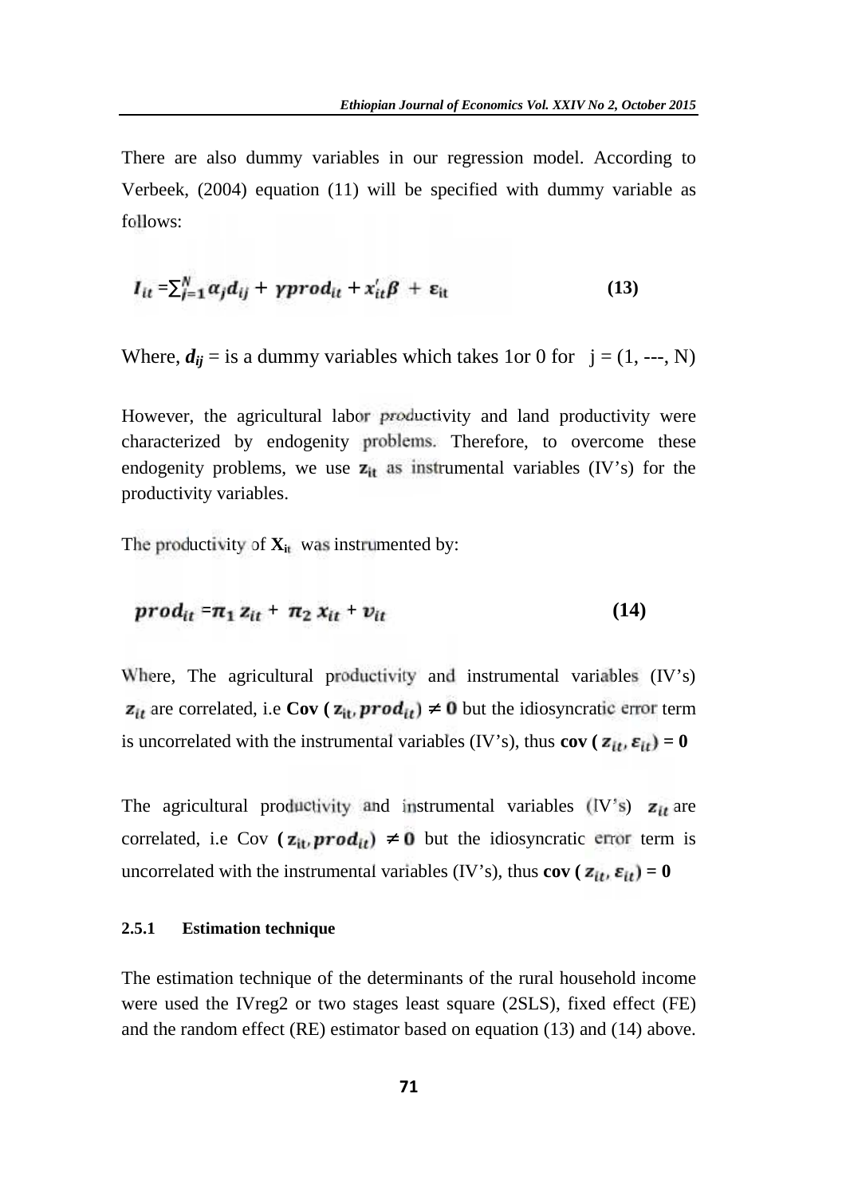There are also dummy variables in our regression model. According to Verbeek, (2004) equation (11) will be specified with dummy variable as follows:

$$I_{it} = \sum_{j=1}^{N} \alpha_j d_{ij} + \gamma prod_{it} + x'_{it}\beta + \varepsilon_{it} \tag{13}$$

Where, $d_{ij}$ = is a dummy variables which takes 1or 0 for j = (1, ---, N)

However, the agricultural labor productivity and land productivity were characterized by endogenity problems. Therefore, to overcome these endogenity problems, we use $z_{it}$ as instrumental variables (IV's) for the productivity variables.

The productivity of $X_{it}$ was instrumented by:

$$prod_{it} = \pi_1 z_{it} + \pi_2 x_{it} + v_{it} \tag{14}$$

Where, The agricultural productivity and instrumental variables (IV's) $z_{it}$ are correlated, i.e **Cov (** $z_{it}, prod_{it}$ **)** $\neq 0$ but the idiosyncratic error term is uncorrelated with the instrumental variables (IV's), thus **cov (** $z_{it}, \varepsilon_{it}$ **) = 0**

The agricultural productivity and instrumental variables (IV's) $z_{it}$ are correlated, i.e Cov **(** $z_{it}, prod_{it}$ **)** $\neq 0$ but the idiosyncratic error term is uncorrelated with the instrumental variables (IV's), thus **cov (** $z_{it}, \varepsilon_{it}$ **) = 0**

#### 2.5.1 Estimation technique

The estimation technique of the determinants of the rural household income were used the IVreg2 or two stages least square (2SLS), fixed effect (FE) and the random effect (RE) estimator based on equation (13) and (14) above.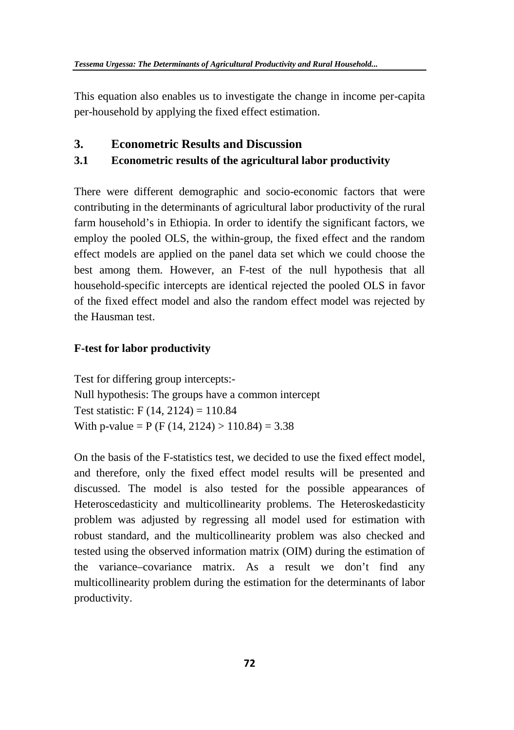This equation also enables us to investigate the change in income per-capita per-household by applying the fixed effect estimation.

## 3. Econometric Results and Discussion

### 3.1 Econometric results of the agricultural labor productivity

There were different demographic and socio-economic factors that were contributing in the determinants of agricultural labor productivity of the rural farm household's in Ethiopia. In order to identify the significant factors, we employ the pooled OLS, the within-group, the fixed effect and the random effect models are applied on the panel data set which we could choose the best among them. However, an F-test of the null hypothesis that all household-specific intercepts are identical rejected the pooled OLS in favor of the fixed effect model and also the random effect model was rejected by the Hausman test.

**F-test for labor productivity**

Test for differing group intercepts:-
Null hypothesis: The groups have a common intercept
Test statistic: $F(14, 2124) = 110.84$
With p-value = $P(F(14, 2124) > 110.84) = 3.38$

On the basis of the F-statistics test, we decided to use the fixed effect model, and therefore, only the fixed effect model results will be presented and discussed. The model is also tested for the possible appearances of Heteroscedasticity and multicollinearity problems. The Heteroskedasticity problem was adjusted by regressing all model used for estimation with robust standard, and the multicollinearity problem was also checked and tested using the observed information matrix (OIM) during the estimation of the variance–covariance matrix. As a result we don't find any multicollinearity problem during the estimation for the determinants of labor productivity.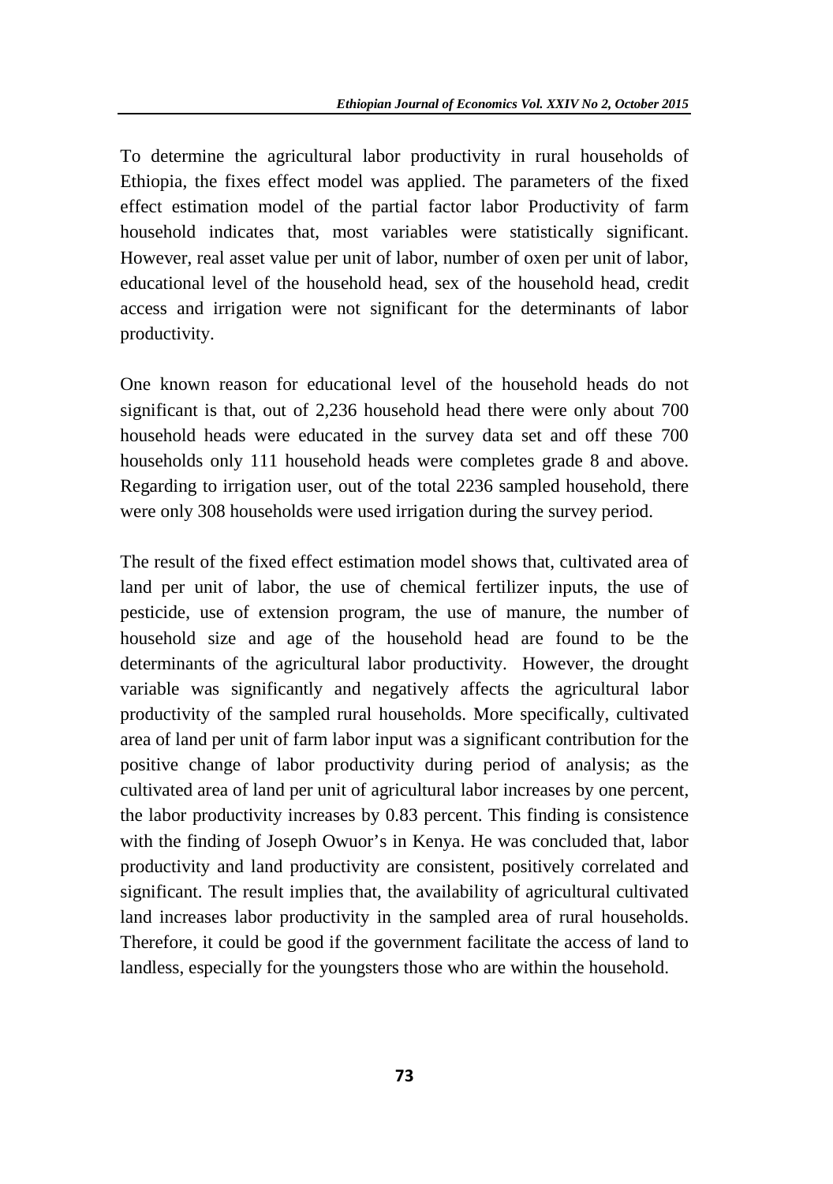To determine the agricultural labor productivity in rural households of Ethiopia, the fixes effect model was applied. The parameters of the fixed effect estimation model of the partial factor labor Productivity of farm household indicates that, most variables were statistically significant. However, real asset value per unit of labor, number of oxen per unit of labor, educational level of the household head, sex of the household head, credit access and irrigation were not significant for the determinants of labor productivity.

One known reason for educational level of the household heads do not significant is that, out of 2,236 household head there were only about 700 household heads were educated in the survey data set and off these 700 households only 111 household heads were completes grade 8 and above. Regarding to irrigation user, out of the total 2236 sampled household, there were only 308 households were used irrigation during the survey period.

The result of the fixed effect estimation model shows that, cultivated area of land per unit of labor, the use of chemical fertilizer inputs, the use of pesticide, use of extension program, the use of manure, the number of household size and age of the household head are found to be the determinants of the agricultural labor productivity. However, the drought variable was significantly and negatively affects the agricultural labor productivity of the sampled rural households. More specifically, cultivated area of land per unit of farm labor input was a significant contribution for the positive change of labor productivity during period of analysis; as the cultivated area of land per unit of agricultural labor increases by one percent, the labor productivity increases by 0.83 percent. This finding is consistence with the finding of Joseph Owuor's in Kenya. He was concluded that, labor productivity and land productivity are consistent, positively correlated and significant. The result implies that, the availability of agricultural cultivated land increases labor productivity in the sampled area of rural households. Therefore, it could be good if the government facilitate the access of land to landless, especially for the youngsters those who are within the household.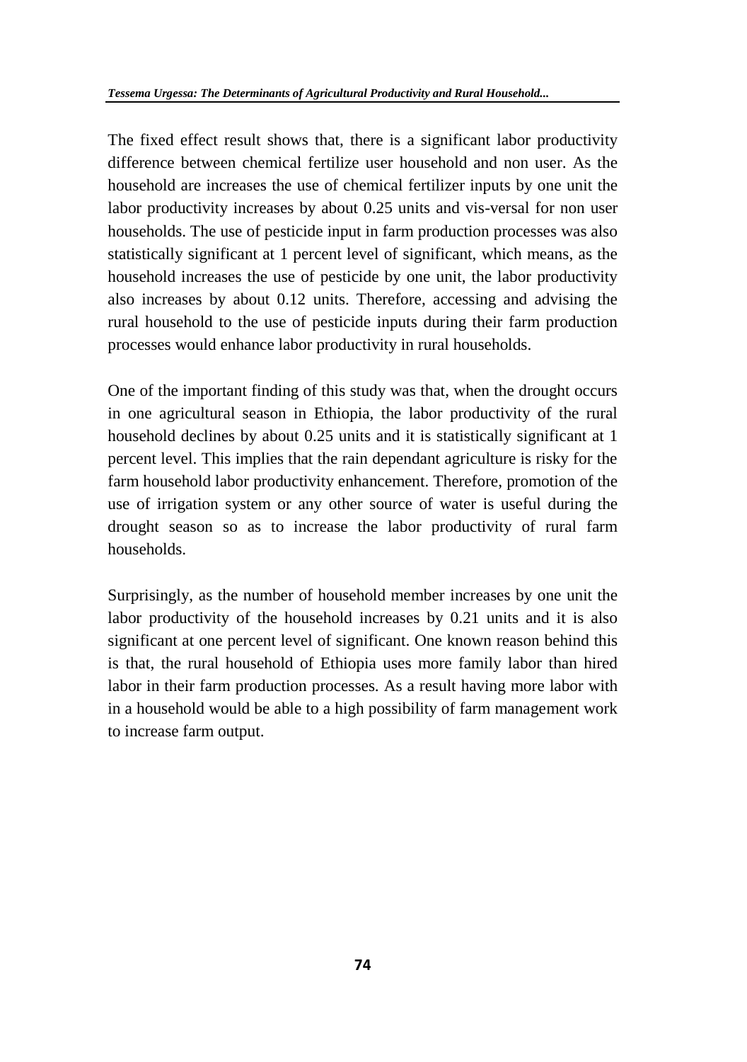The fixed effect result shows that, there is a significant labor productivity difference between chemical fertilize user household and non user. As the household are increases the use of chemical fertilizer inputs by one unit the labor productivity increases by about 0.25 units and vis-versal for non user households. The use of pesticide input in farm production processes was also statistically significant at 1 percent level of significant, which means, as the household increases the use of pesticide by one unit, the labor productivity also increases by about 0.12 units. Therefore, accessing and advising the rural household to the use of pesticide inputs during their farm production processes would enhance labor productivity in rural households.

One of the important finding of this study was that, when the drought occurs in one agricultural season in Ethiopia, the labor productivity of the rural household declines by about 0.25 units and it is statistically significant at 1 percent level. This implies that the rain dependant agriculture is risky for the farm household labor productivity enhancement. Therefore, promotion of the use of irrigation system or any other source of water is useful during the drought season so as to increase the labor productivity of rural farm households.

Surprisingly, as the number of household member increases by one unit the labor productivity of the household increases by 0.21 units and it is also significant at one percent level of significant. One known reason behind this is that, the rural household of Ethiopia uses more family labor than hired labor in their farm production processes. As a result having more labor with in a household would be able to a high possibility of farm management work to increase farm output.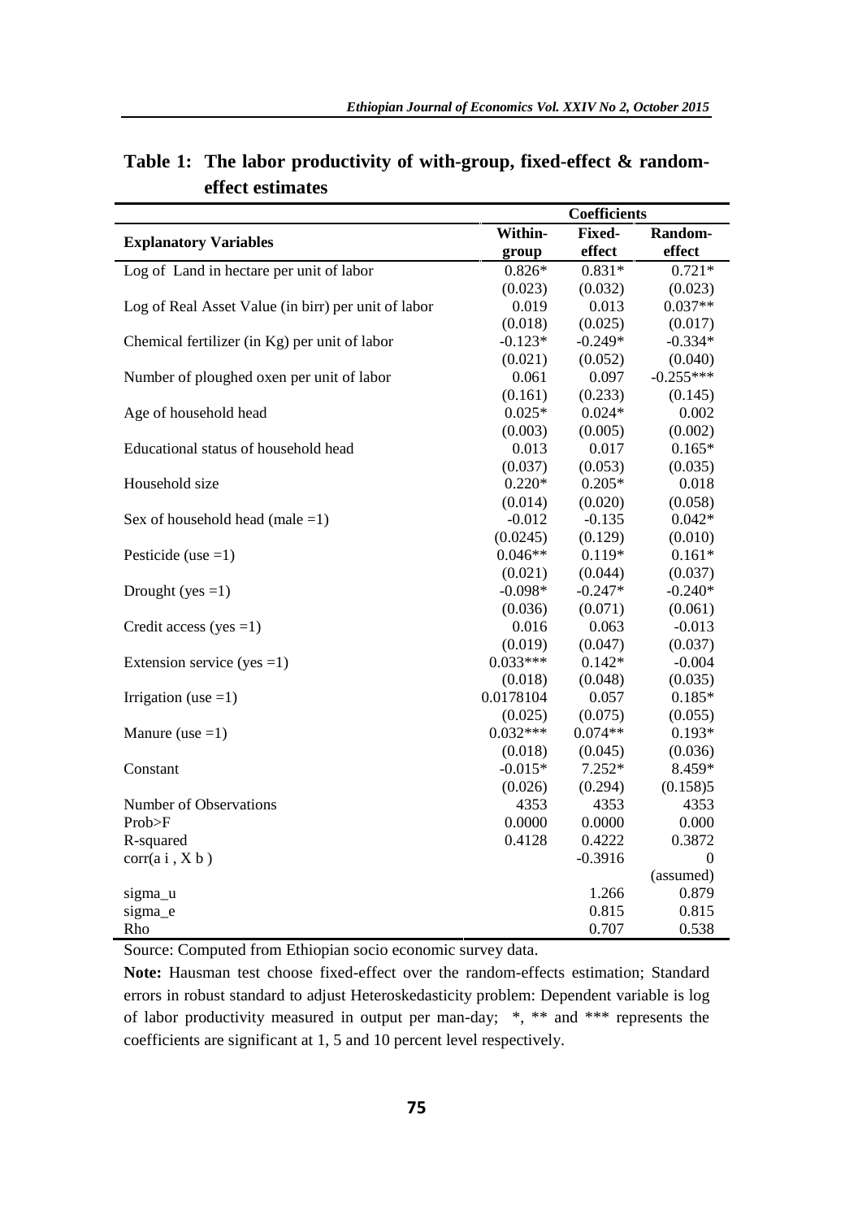**Table 1: The labor productivity of with-group, fixed-effect & random-effect estimates**

| Explanatory Variables | Coefficients | | |
|---|---|---|---|
| | Within-group | Fixed-effect | Random-effect |
| Log of Land in hectare per unit of labor | 0.826* | 0.831* | 0.721* |
| | (0.023) | (0.032) | (0.023) |
| Log of Real Asset Value (in birr) per unit of labor | 0.019 | 0.013 | 0.037** |
| | (0.018) | (0.025) | (0.017) |
| Chemical fertilizer (in Kg) per unit of labor | -0.123* | -0.249* | -0.334* |
| | (0.021) | (0.052) | (0.040) |
| Number of ploughed oxen per unit of labor | 0.061 | 0.097 | -0.255*** |
| | (0.161) | (0.233) | (0.145) |
| Age of household head | 0.025* | 0.024* | 0.002 |
| | (0.003) | (0.005) | (0.002) |
| Educational status of household head | 0.013 | 0.017 | 0.165* |
| | (0.037) | (0.053) | (0.035) |
| Household size | 0.220* | 0.205* | 0.018 |
| | (0.014) | (0.020) | (0.058) |
| Sex of household head (male =1) | -0.012 | -0.135 | 0.042* |
| | (0.0245) | (0.129) | (0.010) |
| Pesticide (use =1) | 0.046** | 0.119* | 0.161* |
| | (0.021) | (0.044) | (0.037) |
| Drought (yes =1) | -0.098* | -0.247* | -0.240* |
| | (0.036) | (0.071) | (0.061) |
| Credit access (yes =1) | 0.016 | 0.063 | -0.013 |
| | (0.019) | (0.047) | (0.037) |
| Extension service (yes =1) | 0.033*** | 0.142* | -0.004 |
| | (0.018) | (0.048) | (0.035) |
| Irrigation (use =1) | 0.0178104 | 0.057 | 0.185* |
| | (0.025) | (0.075) | (0.055) |
| Manure (use =1) | 0.032*** | 0.074** | 0.193* |
| | (0.018) | (0.045) | (0.036) |
| Constant | -0.015* | 7.252* | 8.459* |
| | (0.026) | (0.294) | (0.158)5 |
| Number of Observations | 4353 | 4353 | 4353 |
| Prob>F | 0.0000 | 0.0000 | 0.000 |
| R-squared | 0.4128 | 0.4222 | 0.3872 |
| corr(a i , X b ) | | -0.3916 | 0 (assumed) |
| sigma_u | | 1.266 | 0.879 |
| sigma_e | | 0.815 | 0.815 |
| Rho | | 0.707 | 0.538 |

Source: Computed from Ethiopian socio economic survey data.

**Note:** Hausman test choose fixed-effect over the random-effects estimation; Standard errors in robust standard to adjust Heteroskedasticity problem: Dependent variable is log of labor productivity measured in output per man-day; *, ** and *** represents the coefficients are significant at 1, 5 and 10 percent level respectively.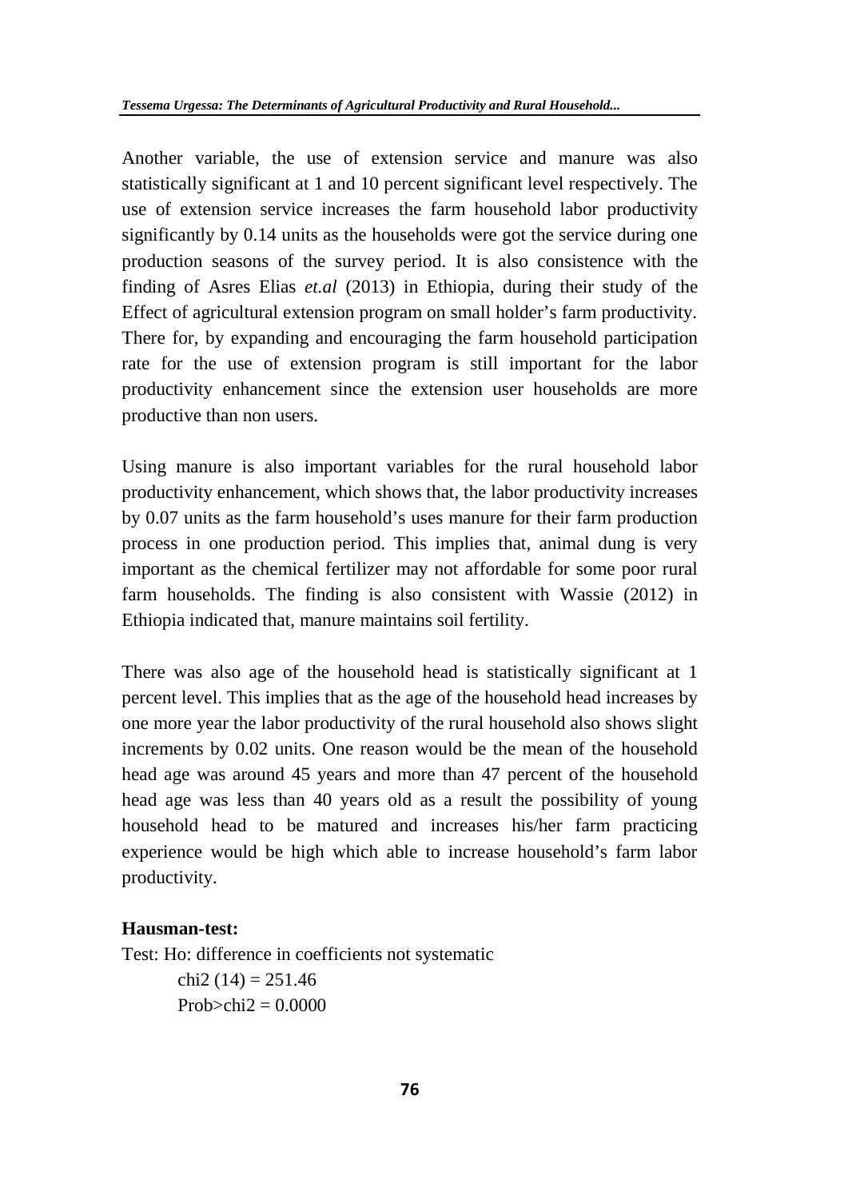Another variable, the use of extension service and manure was also statistically significant at 1 and 10 percent significant level respectively. The use of extension service increases the farm household labor productivity significantly by 0.14 units as the households were got the service during one production seasons of the survey period. It is also consistence with the finding of Asres Elias *et.al* (2013) in Ethiopia, during their study of the Effect of agricultural extension program on small holder's farm productivity. There for, by expanding and encouraging the farm household participation rate for the use of extension program is still important for the labor productivity enhancement since the extension user households are more productive than non users.

Using manure is also important variables for the rural household labor productivity enhancement, which shows that, the labor productivity increases by 0.07 units as the farm household's uses manure for their farm production process in one production period. This implies that, animal dung is very important as the chemical fertilizer may not affordable for some poor rural farm households. The finding is also consistent with Wassie (2012) in Ethiopia indicated that, manure maintains soil fertility.

There was also age of the household head is statistically significant at 1 percent level. This implies that as the age of the household head increases by one more year the labor productivity of the rural household also shows slight increments by 0.02 units. One reason would be the mean of the household head age was around 45 years and more than 47 percent of the household head age was less than 40 years old as a result the possibility of young household head to be matured and increases his/her farm practicing experience would be high which able to increase household's farm labor productivity.

**Hausman-test:**

Test: Ho: difference in coefficients not systematic

chi2 (14) = 251.46

Prob>chi2 = 0.0000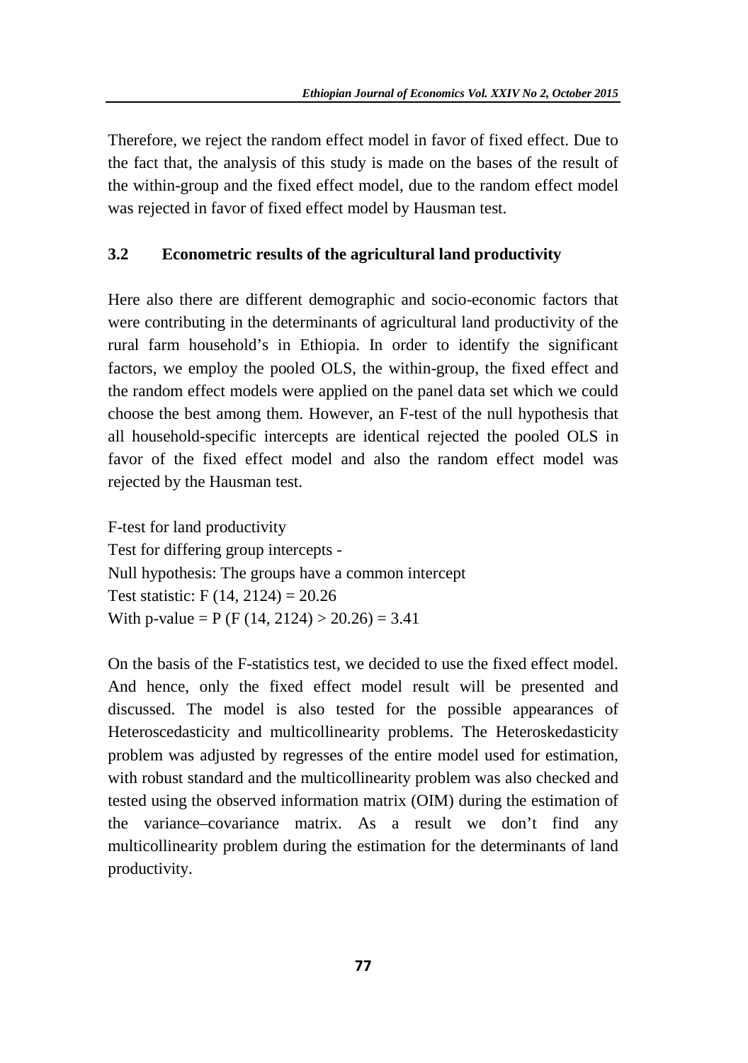Therefore, we reject the random effect model in favor of fixed effect. Due to the fact that, the analysis of this study is made on the bases of the result of the within-group and the fixed effect model, due to the random effect model was rejected in favor of fixed effect model by Hausman test.

### 3.2 Econometric results of the agricultural land productivity

Here also there are different demographic and socio-economic factors that were contributing in the determinants of agricultural land productivity of the rural farm household's in Ethiopia. In order to identify the significant factors, we employ the pooled OLS, the within-group, the fixed effect and the random effect models were applied on the panel data set which we could choose the best among them. However, an F-test of the null hypothesis that all household-specific intercepts are identical rejected the pooled OLS in favor of the fixed effect model and also the random effect model was rejected by the Hausman test.

F-test for land productivity
Test for differing group intercepts -
Null hypothesis: The groups have a common intercept
Test statistic: $F(14, 2124) = 20.26$
With p-value = $P(F(14, 2124) > 20.26) = 3.41$

On the basis of the F-statistics test, we decided to use the fixed effect model. And hence, only the fixed effect model result will be presented and discussed. The model is also tested for the possible appearances of Heteroscedasticity and multicollinearity problems. The Heteroskedasticity problem was adjusted by regresses of the entire model used for estimation, with robust standard and the multicollinearity problem was also checked and tested using the observed information matrix (OIM) during the estimation of the variance–covariance matrix. As a result we don't find any multicollinearity problem during the estimation for the determinants of land productivity.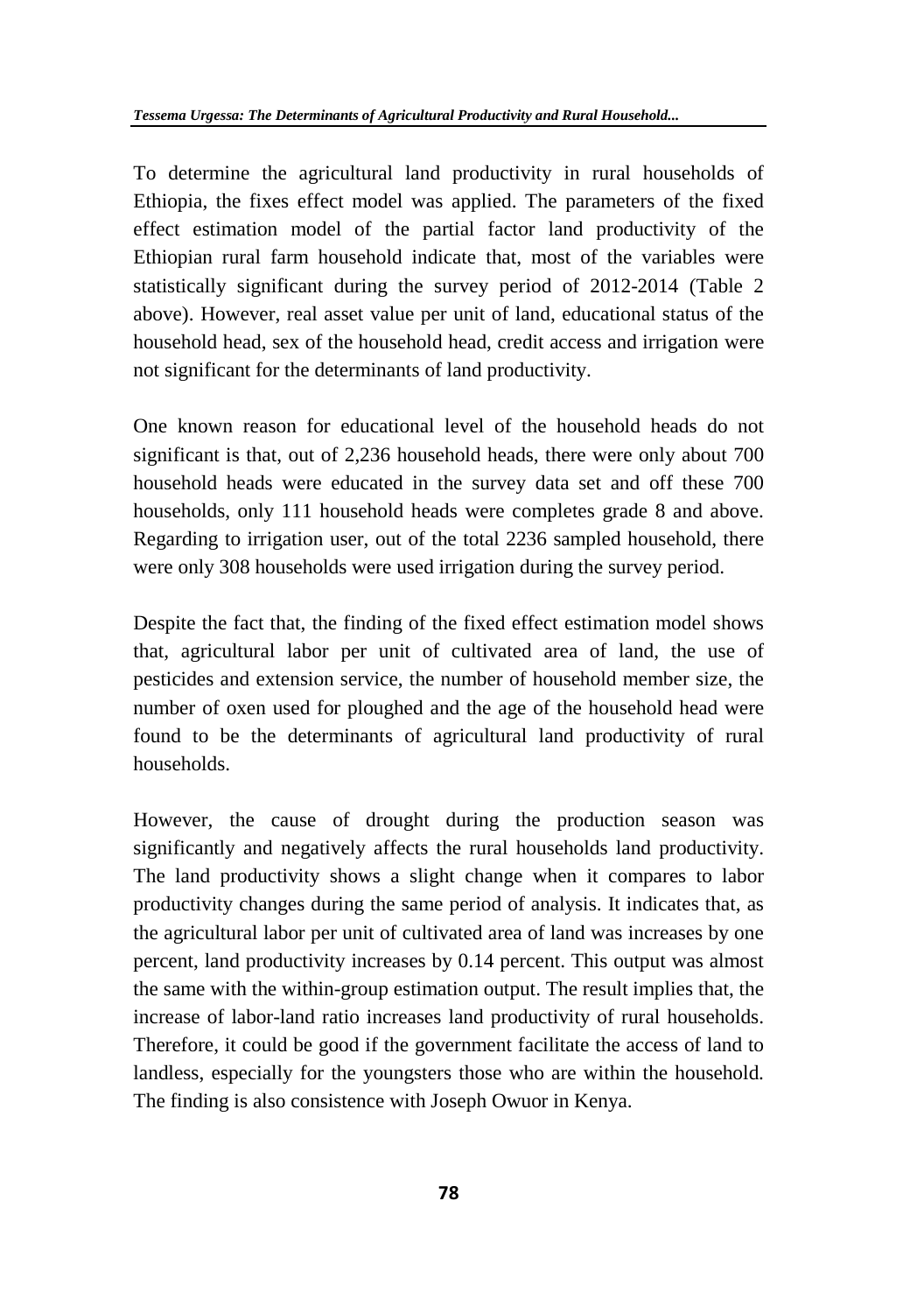To determine the agricultural land productivity in rural households of Ethiopia, the fixes effect model was applied. The parameters of the fixed effect estimation model of the partial factor land productivity of the Ethiopian rural farm household indicate that, most of the variables were statistically significant during the survey period of 2012-2014 (Table 2 above). However, real asset value per unit of land, educational status of the household head, sex of the household head, credit access and irrigation were not significant for the determinants of land productivity.

One known reason for educational level of the household heads do not significant is that, out of 2,236 household heads, there were only about 700 household heads were educated in the survey data set and off these 700 households, only 111 household heads were completes grade 8 and above. Regarding to irrigation user, out of the total 2236 sampled household, there were only 308 households were used irrigation during the survey period.

Despite the fact that, the finding of the fixed effect estimation model shows that, agricultural labor per unit of cultivated area of land, the use of pesticides and extension service, the number of household member size, the number of oxen used for ploughed and the age of the household head were found to be the determinants of agricultural land productivity of rural households.

However, the cause of drought during the production season was significantly and negatively affects the rural households land productivity. The land productivity shows a slight change when it compares to labor productivity changes during the same period of analysis. It indicates that, as the agricultural labor per unit of cultivated area of land was increases by one percent, land productivity increases by 0.14 percent. This output was almost the same with the within-group estimation output. The result implies that, the increase of labor-land ratio increases land productivity of rural households. Therefore, it could be good if the government facilitate the access of land to landless, especially for the youngsters those who are within the household. The finding is also consistence with Joseph Owuor in Kenya.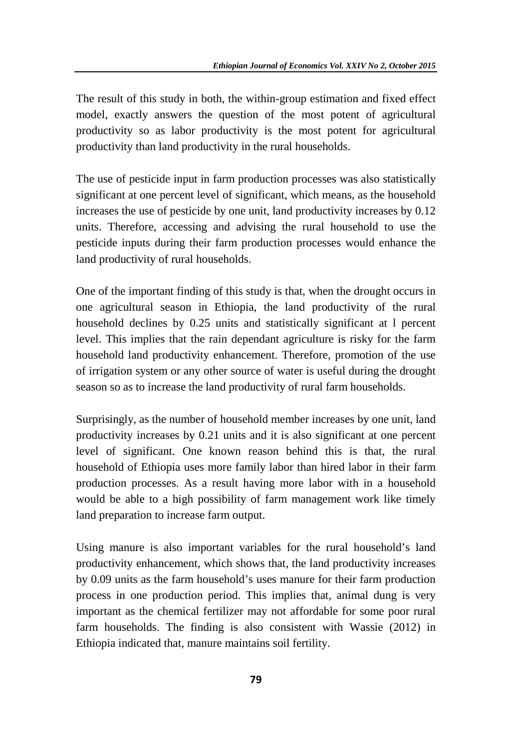The result of this study in both, the within-group estimation and fixed effect model, exactly answers the question of the most potent of agricultural productivity so as labor productivity is the most potent for agricultural productivity than land productivity in the rural households.

The use of pesticide input in farm production processes was also statistically significant at one percent level of significant, which means, as the household increases the use of pesticide by one unit, land productivity increases by 0.12 units. Therefore, accessing and advising the rural household to use the pesticide inputs during their farm production processes would enhance the land productivity of rural households.

One of the important finding of this study is that, when the drought occurs in one agricultural season in Ethiopia, the land productivity of the rural household declines by 0.25 units and statistically significant at l percent level. This implies that the rain dependant agriculture is risky for the farm household land productivity enhancement. Therefore, promotion of the use of irrigation system or any other source of water is useful during the drought season so as to increase the land productivity of rural farm households.

Surprisingly, as the number of household member increases by one unit, land productivity increases by 0.21 units and it is also significant at one percent level of significant. One known reason behind this is that, the rural household of Ethiopia uses more family labor than hired labor in their farm production processes. As a result having more labor with in a household would be able to a high possibility of farm management work like timely land preparation to increase farm output.

Using manure is also important variables for the rural household's land productivity enhancement, which shows that, the land productivity increases by 0.09 units as the farm household's uses manure for their farm production process in one production period. This implies that, animal dung is very important as the chemical fertilizer may not affordable for some poor rural farm households. The finding is also consistent with Wassie (2012) in Ethiopia indicated that, manure maintains soil fertility.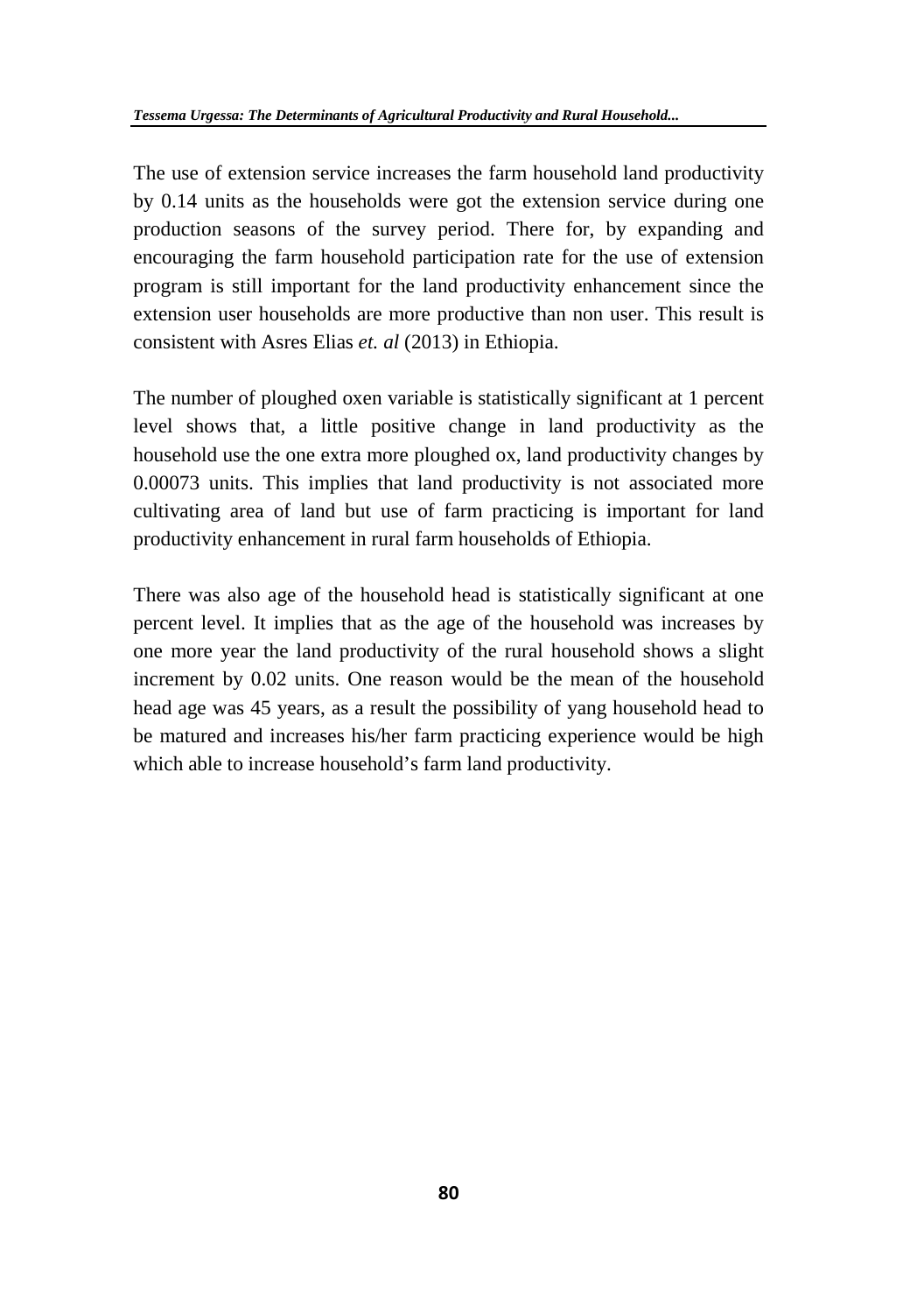The use of extension service increases the farm household land productivity by 0.14 units as the households were got the extension service during one production seasons of the survey period. There for, by expanding and encouraging the farm household participation rate for the use of extension program is still important for the land productivity enhancement since the extension user households are more productive than non user. This result is consistent with Asres Elias *et. al* (2013) in Ethiopia.

The number of ploughed oxen variable is statistically significant at 1 percent level shows that, a little positive change in land productivity as the household use the one extra more ploughed ox, land productivity changes by 0.00073 units. This implies that land productivity is not associated more cultivating area of land but use of farm practicing is important for land productivity enhancement in rural farm households of Ethiopia.

There was also age of the household head is statistically significant at one percent level. It implies that as the age of the household was increases by one more year the land productivity of the rural household shows a slight increment by 0.02 units. One reason would be the mean of the household head age was 45 years, as a result the possibility of yang household head to be matured and increases his/her farm practicing experience would be high which able to increase household's farm land productivity.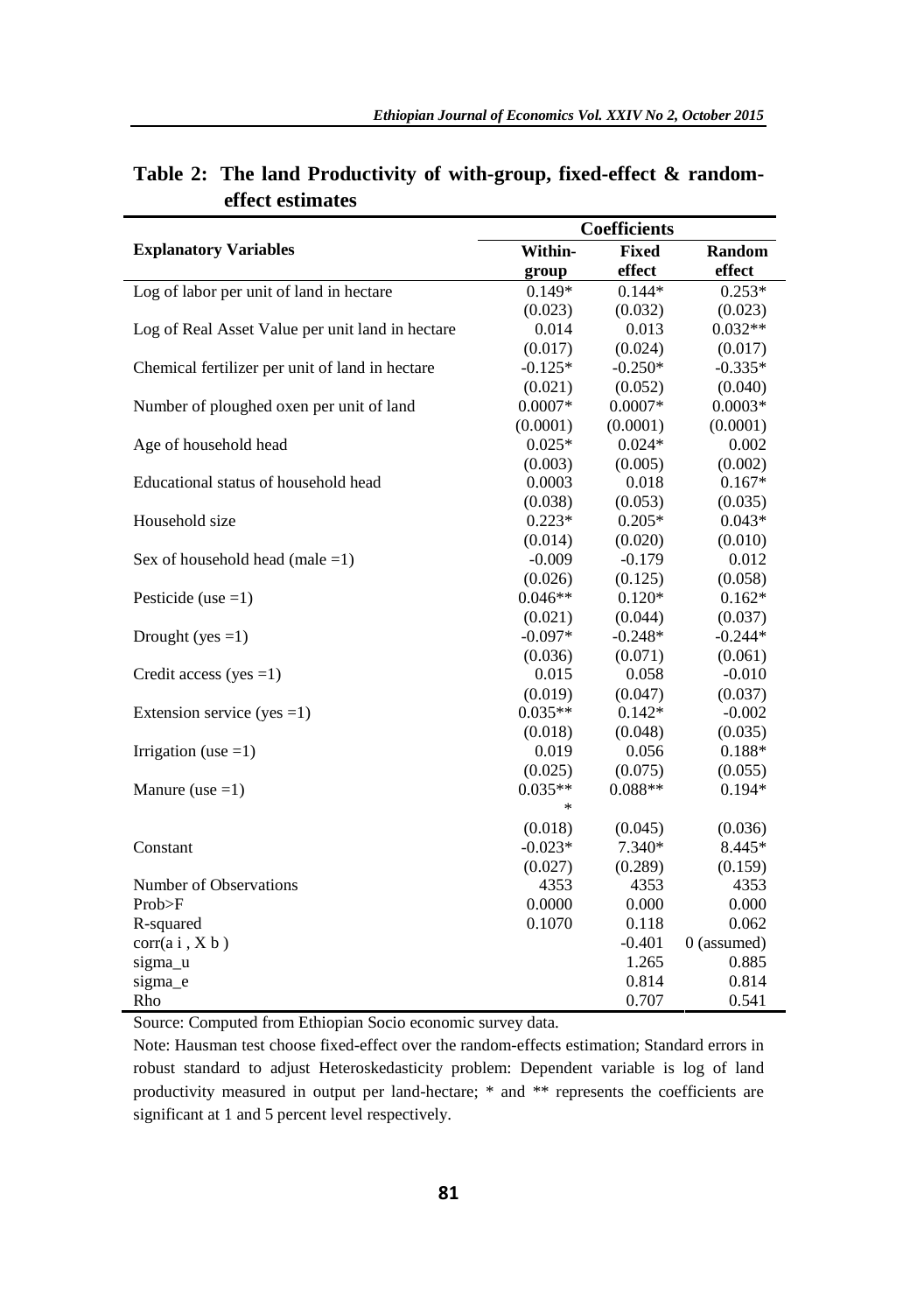**Table 2: The land Productivity of with-group, fixed-effect & random-effect estimates**

| Explanatory Variables | Coefficients | | |
|---|---|---|---|
| | Within-group | Fixed effect | Random effect |
| Log of labor per unit of land in hectare | 0.149* | 0.144* | 0.253* |
| | (0.023) | (0.032) | (0.023) |
| Log of Real Asset Value per unit land in hectare | 0.014 | 0.013 | 0.032** |
| | (0.017) | (0.024) | (0.017) |
| Chemical fertilizer per unit of land in hectare | -0.125* | -0.250* | -0.335* |
| | (0.021) | (0.052) | (0.040) |
| Number of ploughed oxen per unit of land | 0.0007* | 0.0007* | 0.0003* |
| | (0.0001) | (0.0001) | (0.0001) |
| Age of household head | 0.025* | 0.024* | 0.002 |
| | (0.003) | (0.005) | (0.002) |
| Educational status of household head | 0.0003 | 0.018 | 0.167* |
| | (0.038) | (0.053) | (0.035) |
| Household size | 0.223* | 0.205* | 0.043* |
| | (0.014) | (0.020) | (0.010) |
| Sex of household head (male =1) | -0.009 | -0.179 | 0.012 |
| | (0.026) | (0.125) | (0.058) |
| Pesticide (use =1) | 0.046** | 0.120* | 0.162* |
| | (0.021) | (0.044) | (0.037) |
| Drought (yes =1) | -0.097* | -0.248* | -0.244* |
| | (0.036) | (0.071) | (0.061) |
| Credit access (yes =1) | 0.015 | 0.058 | -0.010 |
| | (0.019) | (0.047) | (0.037) |
| Extension service (yes =1) | 0.035** | 0.142* | -0.002 |
| | (0.018) | (0.048) | (0.035) |
| Irrigation (use =1) | 0.019 | 0.056 | 0.188* |
| | (0.025) | (0.075) | (0.055) |
| Manure (use =1) | 0.035*** | 0.088** | 0.194* |
| | (0.018) | (0.045) | (0.036) |
| Constant | -0.023* | 7.340* | 8.445* |
| | (0.027) | (0.289) | (0.159) |
| Number of Observations | 4353 | 4353 | 4353 |
| Prob>F | 0.0000 | 0.000 | 0.000 |
| R-squared | 0.1070 | 0.118 | 0.062 |
| corr(a i , X b ) | | -0.401 | 0 (assumed) |
| sigma_u | | 1.265 | 0.885 |
| sigma_e | | 0.814 | 0.814 |
| Rho | | 0.707 | 0.541 |

Source: Computed from Ethiopian Socio economic survey data.

Note: Hausman test choose fixed-effect over the random-effects estimation; Standard errors in robust standard to adjust Heteroskedasticity problem: Dependent variable is log of land productivity measured in output per land-hectare; * and ** represents the coefficients are significant at 1 and 5 percent level respectively.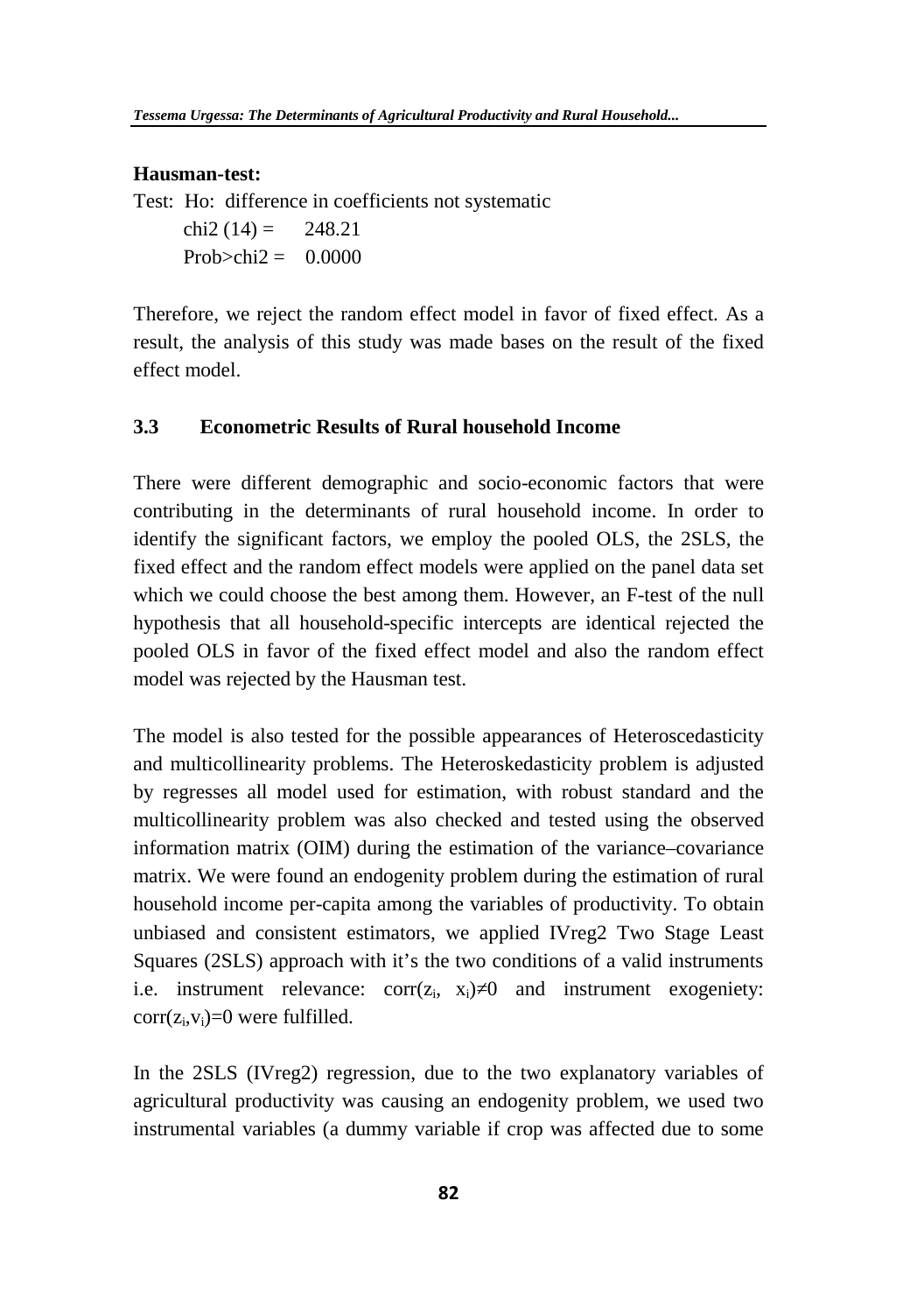**Hausman-test:**

Test: Ho: difference in coefficients not systematic

chi2 (14) = 248.21

Prob>chi2 = 0.0000

Therefore, we reject the random effect model in favor of fixed effect. As a result, the analysis of this study was made bases on the result of the fixed effect model.

### 3.3 Econometric Results of Rural household Income

There were different demographic and socio-economic factors that were contributing in the determinants of rural household income. In order to identify the significant factors, we employ the pooled OLS, the 2SLS, the fixed effect and the random effect models were applied on the panel data set which we could choose the best among them. However, an F-test of the null hypothesis that all household-specific intercepts are identical rejected the pooled OLS in favor of the fixed effect model and also the random effect model was rejected by the Hausman test.

The model is also tested for the possible appearances of Heteroscedasticity and multicollinearity problems. The Heteroskedasticity problem is adjusted by regresses all model used for estimation, with robust standard and the multicollinearity problem was also checked and tested using the observed information matrix (OIM) during the estimation of the variance–covariance matrix. We were found an endogenity problem during the estimation of rural household income per-capita among the variables of productivity. To obtain unbiased and consistent estimators, we applied IVreg2 Two Stage Least Squares (2SLS) approach with it's the two conditions of a valid instruments i.e. instrument relevance: $\text{corr}(z_i, x_i) \neq 0$ and instrument exogeniety: $\text{corr}(z_i, v_i) = 0$ were fulfilled.

In the 2SLS (IVreg2) regression, due to the two explanatory variables of agricultural productivity was causing an endogenity problem, we used two instrumental variables (a dummy variable if crop was affected due to some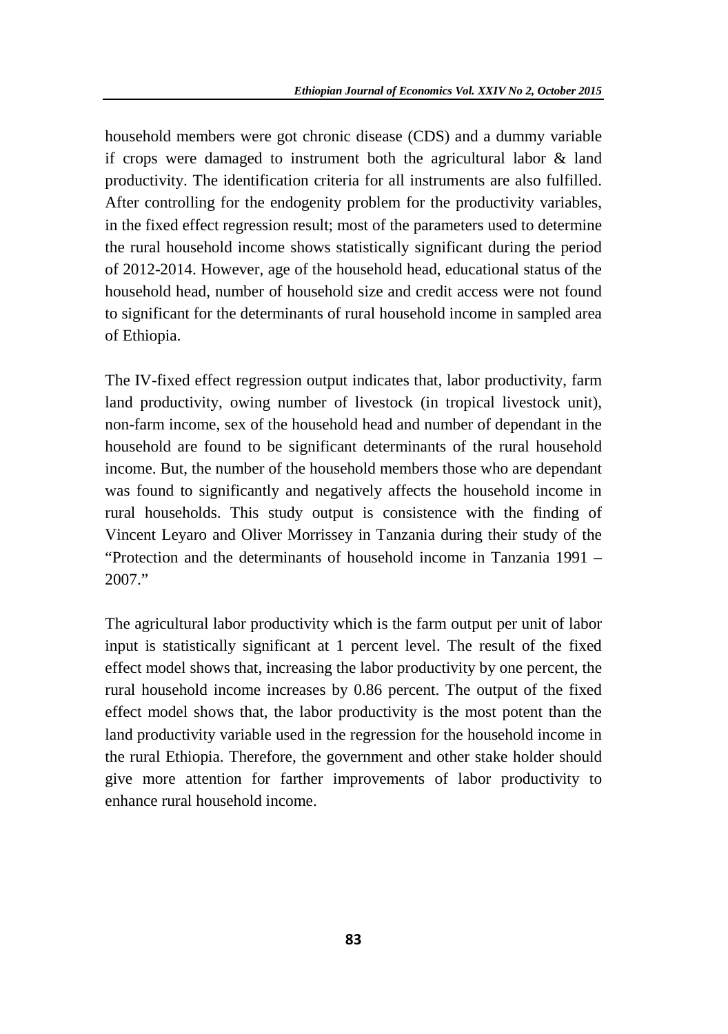household members were got chronic disease (CDS) and a dummy variable if crops were damaged to instrument both the agricultural labor & land productivity. The identification criteria for all instruments are also fulfilled. After controlling for the endogenity problem for the productivity variables, in the fixed effect regression result; most of the parameters used to determine the rural household income shows statistically significant during the period of 2012-2014. However, age of the household head, educational status of the household head, number of household size and credit access were not found to significant for the determinants of rural household income in sampled area of Ethiopia.

The IV-fixed effect regression output indicates that, labor productivity, farm land productivity, owing number of livestock (in tropical livestock unit), non-farm income, sex of the household head and number of dependant in the household are found to be significant determinants of the rural household income. But, the number of the household members those who are dependant was found to significantly and negatively affects the household income in rural households. This study output is consistence with the finding of Vincent Leyaro and Oliver Morrissey in Tanzania during their study of the "Protection and the determinants of household income in Tanzania 1991 – 2007."

The agricultural labor productivity which is the farm output per unit of labor input is statistically significant at 1 percent level. The result of the fixed effect model shows that, increasing the labor productivity by one percent, the rural household income increases by 0.86 percent. The output of the fixed effect model shows that, the labor productivity is the most potent than the land productivity variable used in the regression for the household income in the rural Ethiopia. Therefore, the government and other stake holder should give more attention for farther improvements of labor productivity to enhance rural household income.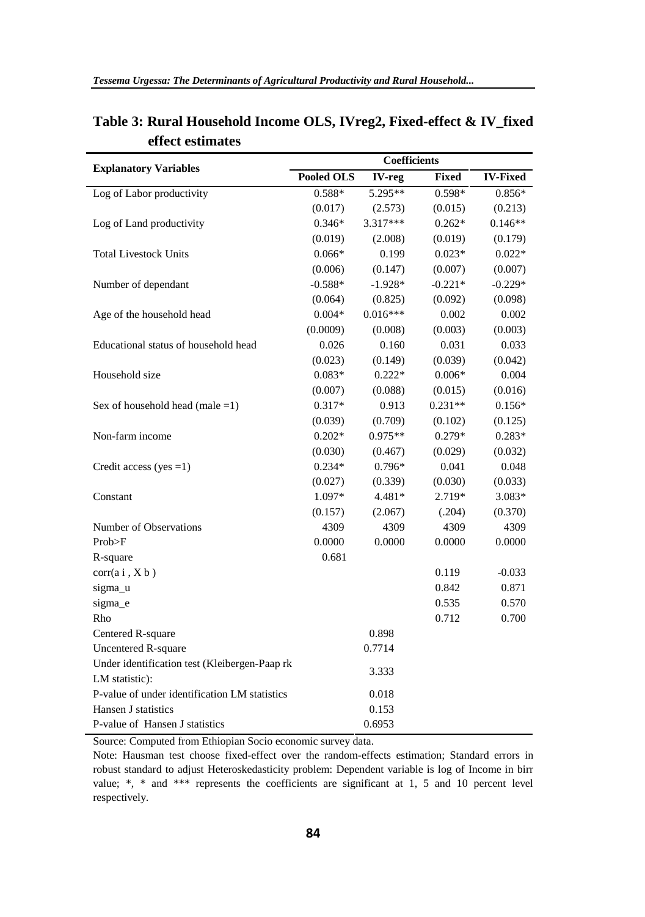**Table 3: Rural Household Income OLS, IVreg2, Fixed-effect & IV_fixed effect estimates**

| Explanatory Variables | Coefficients | | | |
|---|---|---|---|---|
| | Pooled OLS | IV-reg | Fixed | IV-Fixed |
| Log of Labor productivity | 0.588* | 5.295** | 0.598* | 0.856* |
| | (0.017) | (2.573) | (0.015) | (0.213) |
| Log of Land productivity | 0.346* | 3.317*** | 0.262* | 0.146** |
| | (0.019) | (2.008) | (0.019) | (0.179) |
| Total Livestock Units | 0.066* | 0.199 | 0.023* | 0.022* |
| | (0.006) | (0.147) | (0.007) | (0.007) |
| Number of dependant | -0.588* | -1.928* | -0.221* | -0.229* |
| | (0.064) | (0.825) | (0.092) | (0.098) |
| Age of the household head | 0.004* | 0.016*** | 0.002 | 0.002 |
| | (0.0009) | (0.008) | (0.003) | (0.003) |
| Educational status of household head | 0.026 | 0.160 | 0.031 | 0.033 |
| | (0.023) | (0.149) | (0.039) | (0.042) |
| Household size | 0.083* | 0.222* | 0.006* | 0.004 |
| | (0.007) | (0.088) | (0.015) | (0.016) |
| Sex of household head (male =1) | 0.317* | 0.913 | 0.231** | 0.156* |
| | (0.039) | (0.709) | (0.102) | (0.125) |
| Non-farm income | 0.202* | 0.975** | 0.279* | 0.283* |
| | (0.030) | (0.467) | (0.029) | (0.032) |
| Credit access (yes =1) | 0.234* | 0.796* | 0.041 | 0.048 |
| | (0.027) | (0.339) | (0.030) | (0.033) |
| Constant | 1.097* | 4.481* | 2.719* | 3.083* |
| | (0.157) | (2.067) | (.204) | (0.370) |
| Number of Observations | 4309 | 4309 | 4309 | 4309 |
| Prob>F | 0.0000 | 0.0000 | 0.0000 | 0.0000 |
| R-square | 0.681 | | | |
| corr(a i , X b ) | | | 0.119 | -0.033 |
| sigma_u | | | 0.842 | 0.871 |
| sigma_e | | | 0.535 | 0.570 |
| Rho | | | 0.712 | 0.700 |
| Centered R-square | | 0.898 | | |
| Uncentered R-square | | 0.7714 | | |
| Under identification test (Kleibergen-Paap rk LM statistic): | | 3.333 | | |
| P-value of under identification LM statistics | | 0.018 | | |
| Hansen J statistics | | 0.153 | | |
| P-value of Hansen J statistics | | 0.6953 | | |

Source: Computed from Ethiopian Socio economic survey data.

Note: Hausman test choose fixed-effect over the random-effects estimation; Standard errors in robust standard to adjust Heteroskedasticity problem: Dependent variable is log of Income in birr value; *, * and *** represents the coefficients are significant at 1, 5 and 10 percent level respectively.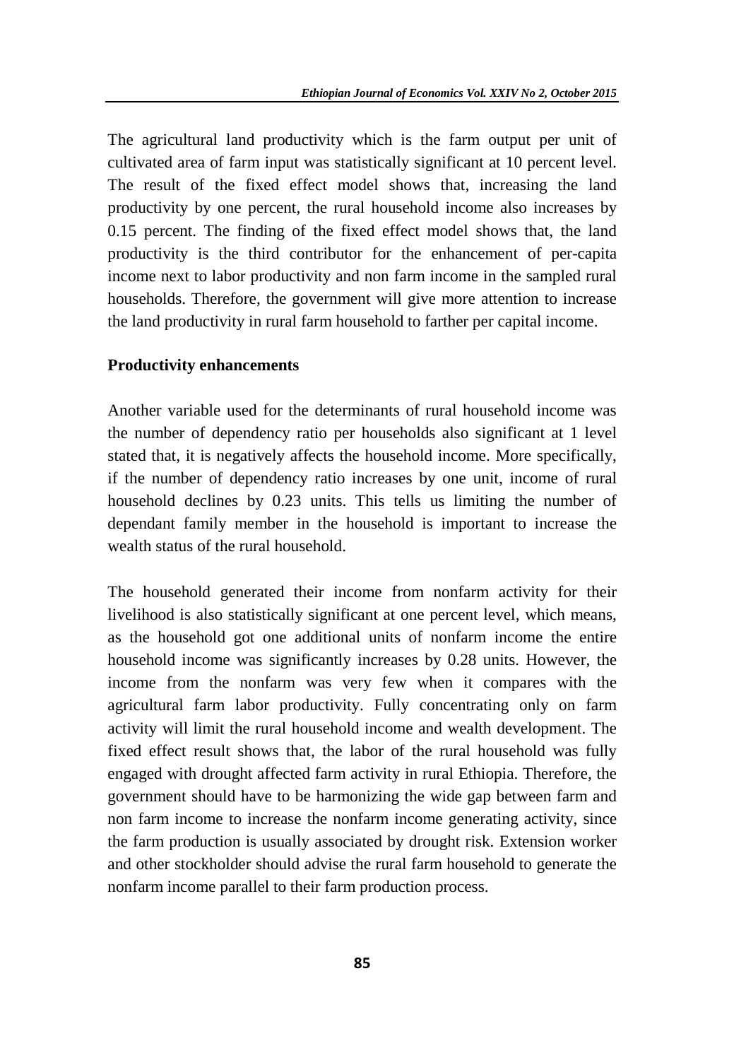The agricultural land productivity which is the farm output per unit of cultivated area of farm input was statistically significant at 10 percent level. The result of the fixed effect model shows that, increasing the land productivity by one percent, the rural household income also increases by 0.15 percent. The finding of the fixed effect model shows that, the land productivity is the third contributor for the enhancement of per-capita income next to labor productivity and non farm income in the sampled rural households. Therefore, the government will give more attention to increase the land productivity in rural farm household to farther per capital income.

**Productivity enhancements**

Another variable used for the determinants of rural household income was the number of dependency ratio per households also significant at 1 level stated that, it is negatively affects the household income. More specifically, if the number of dependency ratio increases by one unit, income of rural household declines by 0.23 units. This tells us limiting the number of dependant family member in the household is important to increase the wealth status of the rural household.

The household generated their income from nonfarm activity for their livelihood is also statistically significant at one percent level, which means, as the household got one additional units of nonfarm income the entire household income was significantly increases by 0.28 units. However, the income from the nonfarm was very few when it compares with the agricultural farm labor productivity. Fully concentrating only on farm activity will limit the rural household income and wealth development. The fixed effect result shows that, the labor of the rural household was fully engaged with drought affected farm activity in rural Ethiopia. Therefore, the government should have to be harmonizing the wide gap between farm and non farm income to increase the nonfarm income generating activity, since the farm production is usually associated by drought risk. Extension worker and other stockholder should advise the rural farm household to generate the nonfarm income parallel to their farm production process.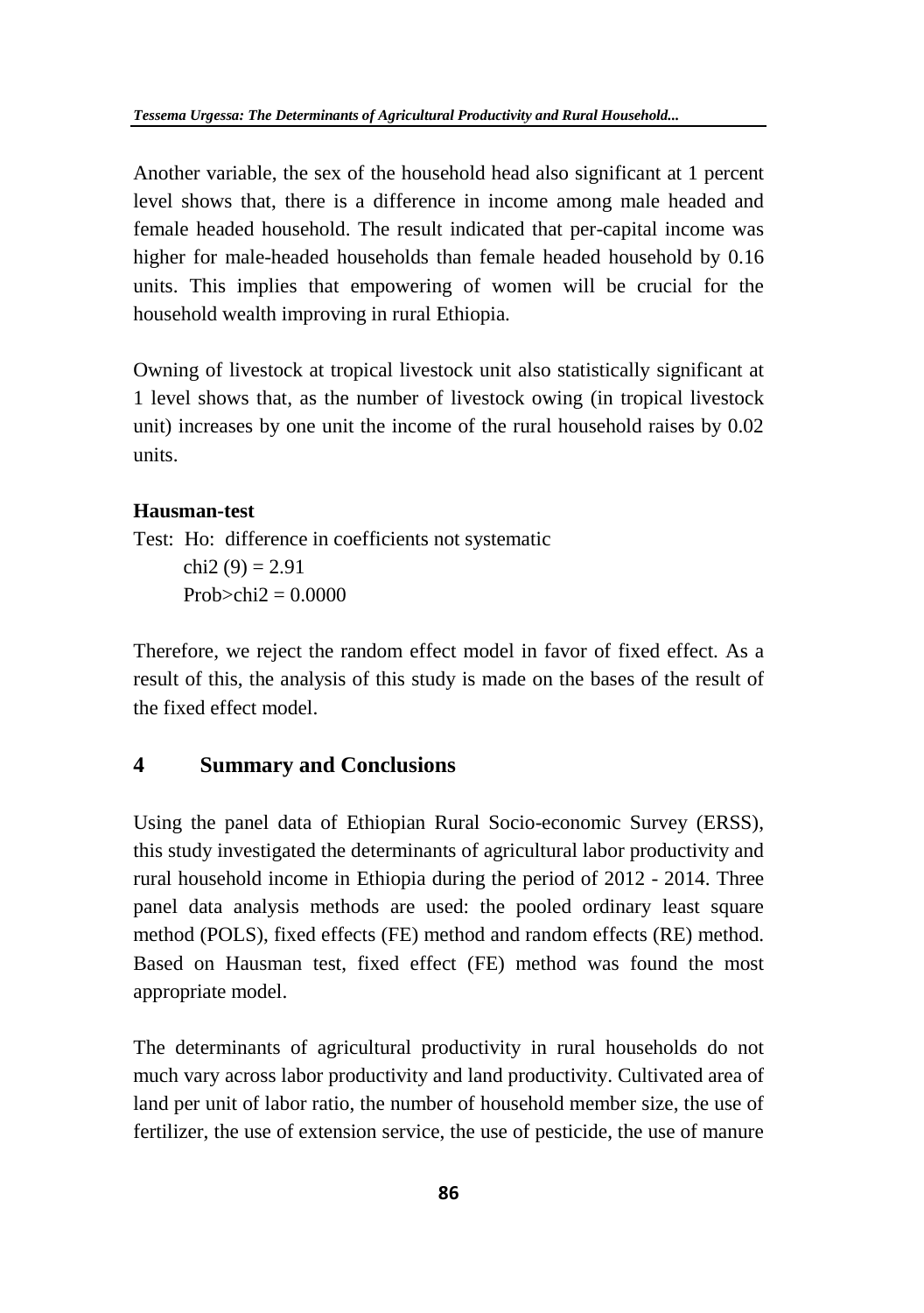Another variable, the sex of the household head also significant at 1 percent level shows that, there is a difference in income among male headed and female headed household. The result indicated that per-capital income was higher for male-headed households than female headed household by 0.16 units. This implies that empowering of women will be crucial for the household wealth improving in rural Ethiopia.

Owning of livestock at tropical livestock unit also statistically significant at 1 level shows that, as the number of livestock owing (in tropical livestock unit) increases by one unit the income of the rural household raises by 0.02 units.

**Hausman-test**

Test: Ho: difference in coefficients not systematic

chi2 (9) = 2.91

Prob>chi2 = 0.0000

Therefore, we reject the random effect model in favor of fixed effect. As a result of this, the analysis of this study is made on the bases of the result of the fixed effect model.

## 4 Summary and Conclusions

Using the panel data of Ethiopian Rural Socio-economic Survey (ERSS), this study investigated the determinants of agricultural labor productivity and rural household income in Ethiopia during the period of 2012 - 2014. Three panel data analysis methods are used: the pooled ordinary least square method (POLS), fixed effects (FE) method and random effects (RE) method. Based on Hausman test, fixed effect (FE) method was found the most appropriate model.

The determinants of agricultural productivity in rural households do not much vary across labor productivity and land productivity. Cultivated area of land per unit of labor ratio, the number of household member size, the use of fertilizer, the use of extension service, the use of pesticide, the use of manure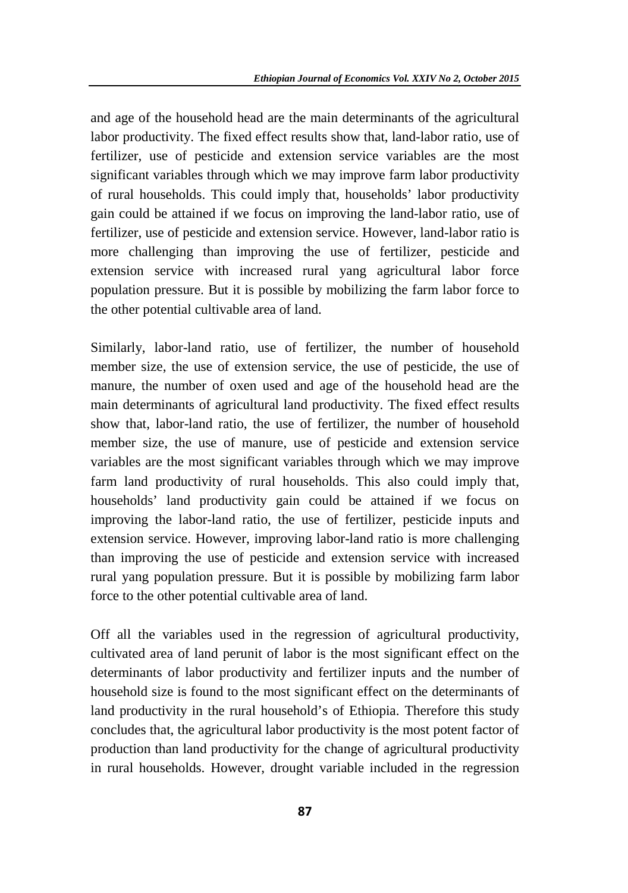and age of the household head are the main determinants of the agricultural labor productivity. The fixed effect results show that, land-labor ratio, use of fertilizer, use of pesticide and extension service variables are the most significant variables through which we may improve farm labor productivity of rural households. This could imply that, households' labor productivity gain could be attained if we focus on improving the land-labor ratio, use of fertilizer, use of pesticide and extension service. However, land-labor ratio is more challenging than improving the use of fertilizer, pesticide and extension service with increased rural yang agricultural labor force population pressure. But it is possible by mobilizing the farm labor force to the other potential cultivable area of land.

Similarly, labor-land ratio, use of fertilizer, the number of household member size, the use of extension service, the use of pesticide, the use of manure, the number of oxen used and age of the household head are the main determinants of agricultural land productivity. The fixed effect results show that, labor-land ratio, the use of fertilizer, the number of household member size, the use of manure, use of pesticide and extension service variables are the most significant variables through which we may improve farm land productivity of rural households. This also could imply that, households' land productivity gain could be attained if we focus on improving the labor-land ratio, the use of fertilizer, pesticide inputs and extension service. However, improving labor-land ratio is more challenging than improving the use of pesticide and extension service with increased rural yang population pressure. But it is possible by mobilizing farm labor force to the other potential cultivable area of land.

Off all the variables used in the regression of agricultural productivity, cultivated area of land perunit of labor is the most significant effect on the determinants of labor productivity and fertilizer inputs and the number of household size is found to the most significant effect on the determinants of land productivity in the rural household's of Ethiopia. Therefore this study concludes that, the agricultural labor productivity is the most potent factor of production than land productivity for the change of agricultural productivity in rural households. However, drought variable included in the regression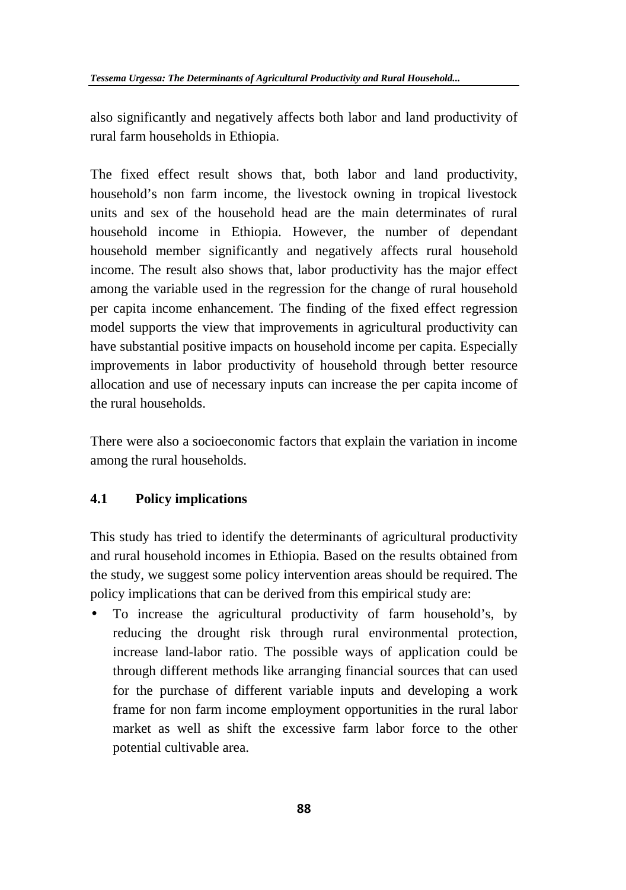also significantly and negatively affects both labor and land productivity of rural farm households in Ethiopia.

The fixed effect result shows that, both labor and land productivity, household's non farm income, the livestock owning in tropical livestock units and sex of the household head are the main determinates of rural household income in Ethiopia. However, the number of dependant household member significantly and negatively affects rural household income. The result also shows that, labor productivity has the major effect among the variable used in the regression for the change of rural household per capita income enhancement. The finding of the fixed effect regression model supports the view that improvements in agricultural productivity can have substantial positive impacts on household income per capita. Especially improvements in labor productivity of household through better resource allocation and use of necessary inputs can increase the per capita income of the rural households.

There were also a socioeconomic factors that explain the variation in income among the rural households.

## 4.1 Policy implications

This study has tried to identify the determinants of agricultural productivity and rural household incomes in Ethiopia. Based on the results obtained from the study, we suggest some policy intervention areas should be required. The policy implications that can be derived from this empirical study are:

- To increase the agricultural productivity of farm household's, by reducing the drought risk through rural environmental protection, increase land-labor ratio. The possible ways of application could be through different methods like arranging financial sources that can used for the purchase of different variable inputs and developing a work frame for non farm income employment opportunities in the rural labor market as well as shift the excessive farm labor force to the other potential cultivable area.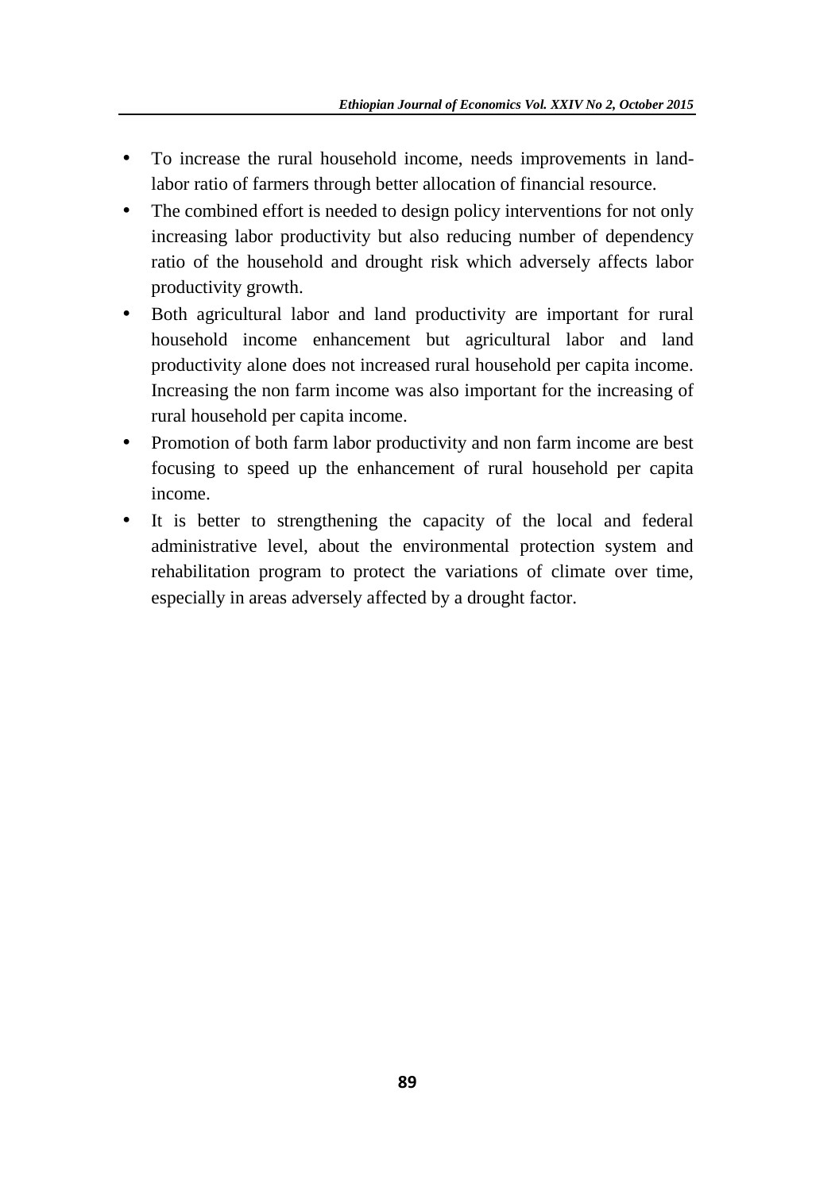- To increase the rural household income, needs improvements in land-labor ratio of farmers through better allocation of financial resource.
- The combined effort is needed to design policy interventions for not only increasing labor productivity but also reducing number of dependency ratio of the household and drought risk which adversely affects labor productivity growth.
- Both agricultural labor and land productivity are important for rural household income enhancement but agricultural labor and land productivity alone does not increased rural household per capita income. Increasing the non farm income was also important for the increasing of rural household per capita income.
- Promotion of both farm labor productivity and non farm income are best focusing to speed up the enhancement of rural household per capita income.
- It is better to strengthening the capacity of the local and federal administrative level, about the environmental protection system and rehabilitation program to protect the variations of climate over time, especially in areas adversely affected by a drought factor.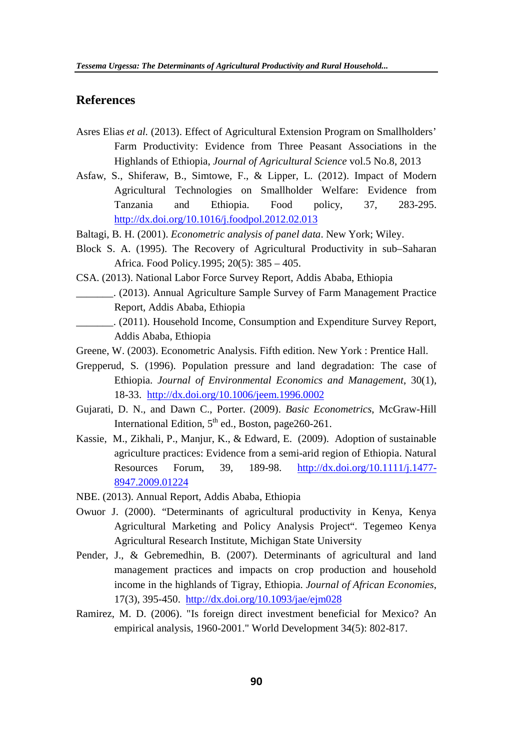## References

Asres Elias *et al.* (2013). Effect of Agricultural Extension Program on Smallholders' Farm Productivity: Evidence from Three Peasant Associations in the Highlands of Ethiopia, *Journal of Agricultural Science* vol.5 No.8, 2013

Asfaw, S., Shiferaw, B., Simtowe, F., & Lipper, L. (2012). Impact of Modern Agricultural Technologies on Smallholder Welfare: Evidence from Tanzania and Ethiopia. Food policy, 37, 283-295. http://dx.doi.org/10.1016/j.foodpol.2012.02.013

Baltagi, B. H. (2001). *Econometric analysis of panel data*. New York; Wiley.

Block S. A. (1995). The Recovery of Agricultural Productivity in sub–Saharan Africa. Food Policy.1995; 20(5): 385 – 405.

CSA. (2013). National Labor Force Survey Report, Addis Ababa, Ethiopia

_______. (2013). Annual Agriculture Sample Survey of Farm Management Practice Report, Addis Ababa, Ethiopia

_______. (2011). Household Income, Consumption and Expenditure Survey Report, Addis Ababa, Ethiopia

Greene, W. (2003). Econometric Analysis. Fifth edition. New York : Prentice Hall.

Grepperud, S. (1996). Population pressure and land degradation: The case of Ethiopia. *Journal of Environmental Economics and Management*, 30(1), 18-33. http://dx.doi.org/10.1006/jeem.1996.0002

Gujarati, D. N., and Dawn C., Porter. (2009). *Basic Econometrics*, McGraw-Hill International Edition, 5th ed., Boston, page260-261.

Kassie, M., Zikhali, P., Manjur, K., & Edward, E. (2009). Adoption of sustainable agriculture practices: Evidence from a semi-arid region of Ethiopia. Natural Resources Forum, 39, 189-98. http://dx.doi.org/10.1111/j.1477-8947.2009.01224

NBE. (2013). Annual Report, Addis Ababa, Ethiopia

Owuor J. (2000). "Determinants of agricultural productivity in Kenya, Kenya Agricultural Marketing and Policy Analysis Project". Tegemeo Kenya Agricultural Research Institute, Michigan State University

Pender, J., & Gebremedhin, B. (2007). Determinants of agricultural and land management practices and impacts on crop production and household income in the highlands of Tigray, Ethiopia. *Journal of African Economies*, 17(3), 395-450. http://dx.doi.org/10.1093/jae/ejm028

Ramirez, M. D. (2006). "Is foreign direct investment beneficial for Mexico? An empirical analysis, 1960-2001." World Development 34(5): 802-817.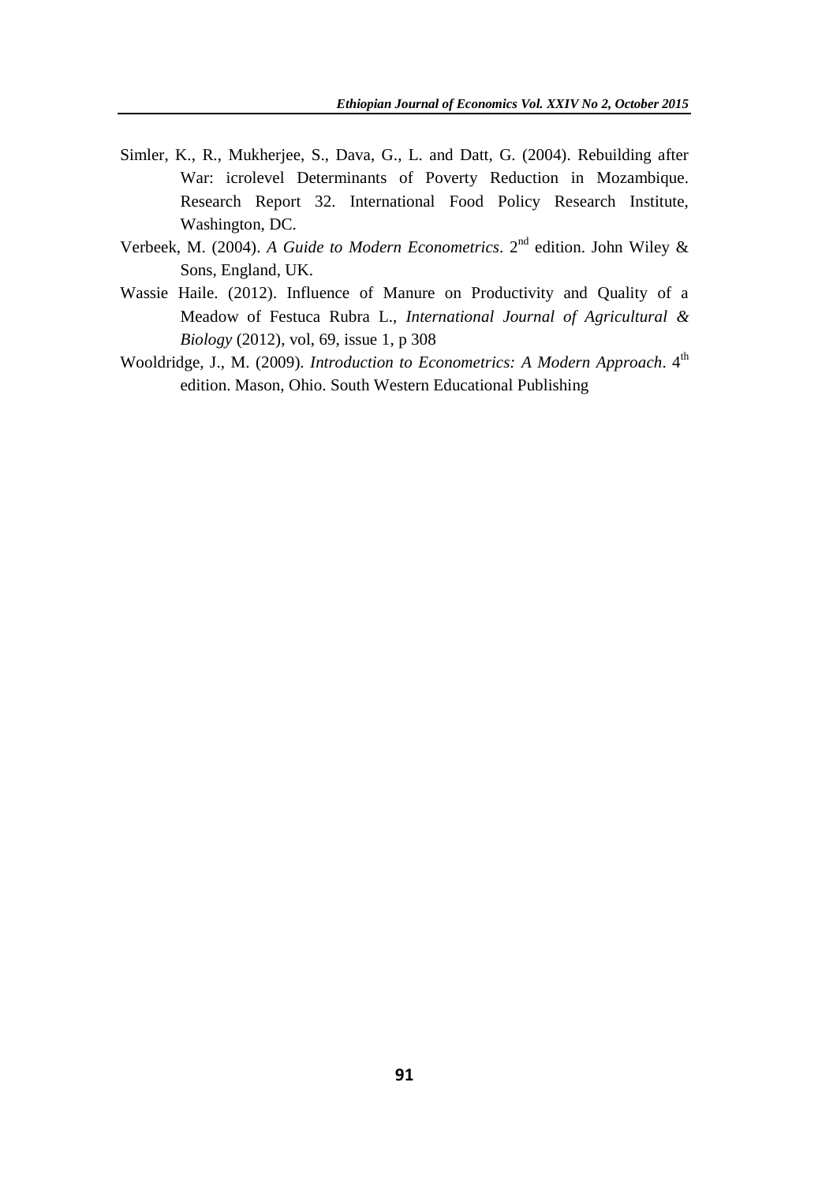Simler, K., R., Mukherjee, S., Dava, G., L. and Datt, G. (2004). Rebuilding after War: icrolevel Determinants of Poverty Reduction in Mozambique. Research Report 32. International Food Policy Research Institute, Washington, DC.

Verbeek, M. (2004). *A Guide to Modern Econometrics*. 2nd edition. John Wiley & Sons, England, UK.

Wassie Haile. (2012). Influence of Manure on Productivity and Quality of a Meadow of Festuca Rubra L., *International Journal of Agricultural & Biology* (2012), vol, 69, issue 1, p 308

Wooldridge, J., M. (2009). *Introduction to Econometrics: A Modern Approach*. 4th edition. Mason, Ohio. South Western Educational Publishing